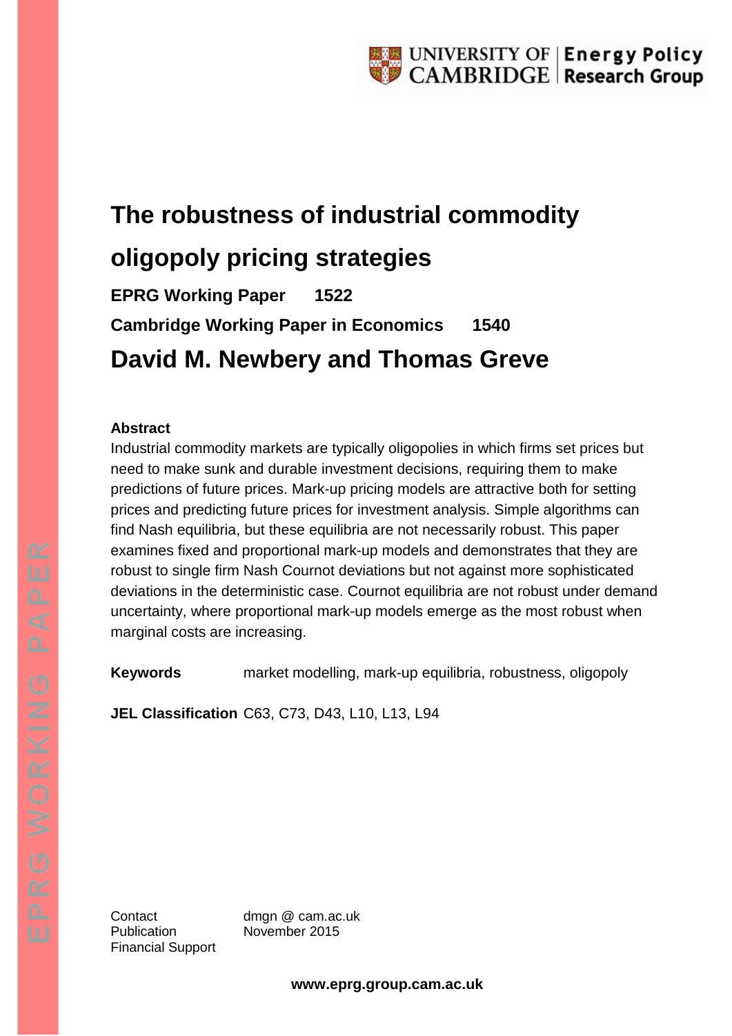UNIVERSITY OF CAMBRIDGE | Energy Policy Research Group

# The robustness of industrial commodity oligopoly pricing strategies

**EPRG Working Paper 1522**

**Cambridge Working Paper in Economics 1540**

## David M. Newbery and Thomas Greve

**Abstract**

Industrial commodity markets are typically oligopolies in which firms set prices but need to make sunk and durable investment decisions, requiring them to make predictions of future prices. Mark-up pricing models are attractive both for setting prices and predicting future prices for investment analysis. Simple algorithms can find Nash equilibria, but these equilibria are not necessarily robust. This paper examines fixed and proportional mark-up models and demonstrates that they are robust to single firm Nash Cournot deviations but not against more sophisticated deviations in the deterministic case. Cournot equilibria are not robust under demand uncertainty, where proportional mark-up models emerge as the most robust when marginal costs are increasing.

**Keywords** market modelling, mark-up equilibria, robustness, oligopoly

**JEL Classification** C63, C73, D43, L10, L13, L94

Contact dmgn @ cam.ac.uk
Publication November 2015
Financial Support

**www.eprg.group.cam.ac.uk**

EPRG WORKING PAPER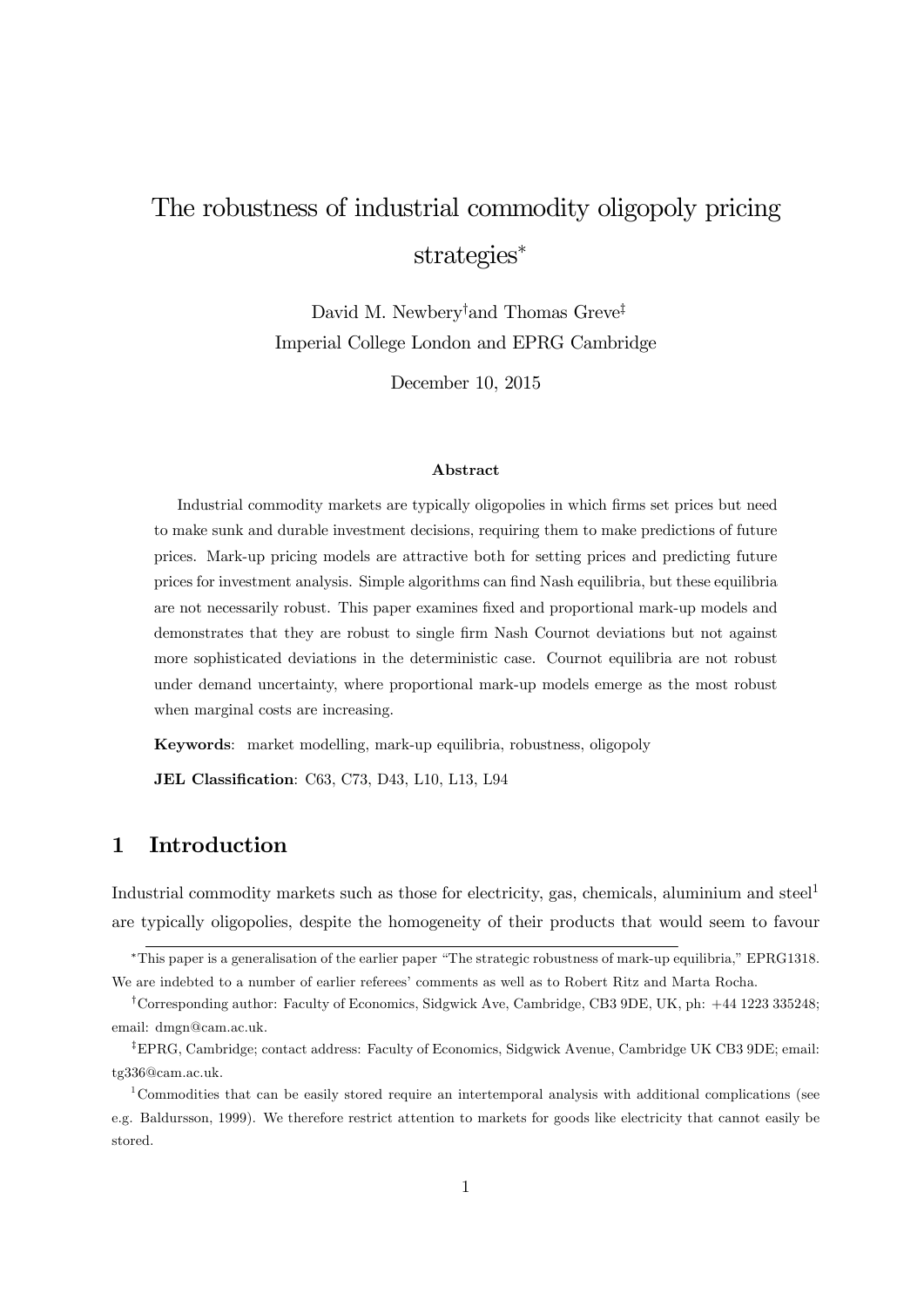# The robustness of industrial commodity oligopoly pricing strategies*

David M. Newbery[†] and Thomas Greve[‡]
Imperial College London and EPRG Cambridge

December 10, 2015

### Abstract

Industrial commodity markets are typically oligopolies in which firms set prices but need to make sunk and durable investment decisions, requiring them to make predictions of future prices. Mark-up pricing models are attractive both for setting prices and predicting future prices for investment analysis. Simple algorithms can find Nash equilibria, but these equilibria are not necessarily robust. This paper examines fixed and proportional mark-up models and demonstrates that they are robust to single firm Nash Cournot deviations but not against more sophisticated deviations in the deterministic case. Cournot equilibria are not robust under demand uncertainty, where proportional mark-up models emerge as the most robust when marginal costs are increasing.

**Keywords**: market modelling, mark-up equilibria, robustness, oligopoly

**JEL Classification**: C63, C73, D43, L10, L13, L94

## 1 Introduction

Industrial commodity markets such as those for electricity, gas, chemicals, aluminium and steel[1] are typically oligopolies, despite the homogeneity of their products that would seem to favour

---

*This paper is a generalisation of the earlier paper "The strategic robustness of mark-up equilibria," EPRG1318. We are indebted to a number of earlier referees' comments as well as to Robert Ritz and Marta Rocha.

[†]Corresponding author: Faculty of Economics, Sidgwick Ave, Cambridge, CB3 9DE, UK, ph: +44 1223 335248; email: dmgn@cam.ac.uk.

[‡]EPRG, Cambridge; contact address: Faculty of Economics, Sidgwick Avenue, Cambridge UK CB3 9DE; email: tg336@cam.ac.uk.

[1]Commodities that can be easily stored require an intertemporal analysis with additional complications (see e.g. Baldursson, 1999). We therefore restrict attention to markets for goods like electricity that cannot easily be stored.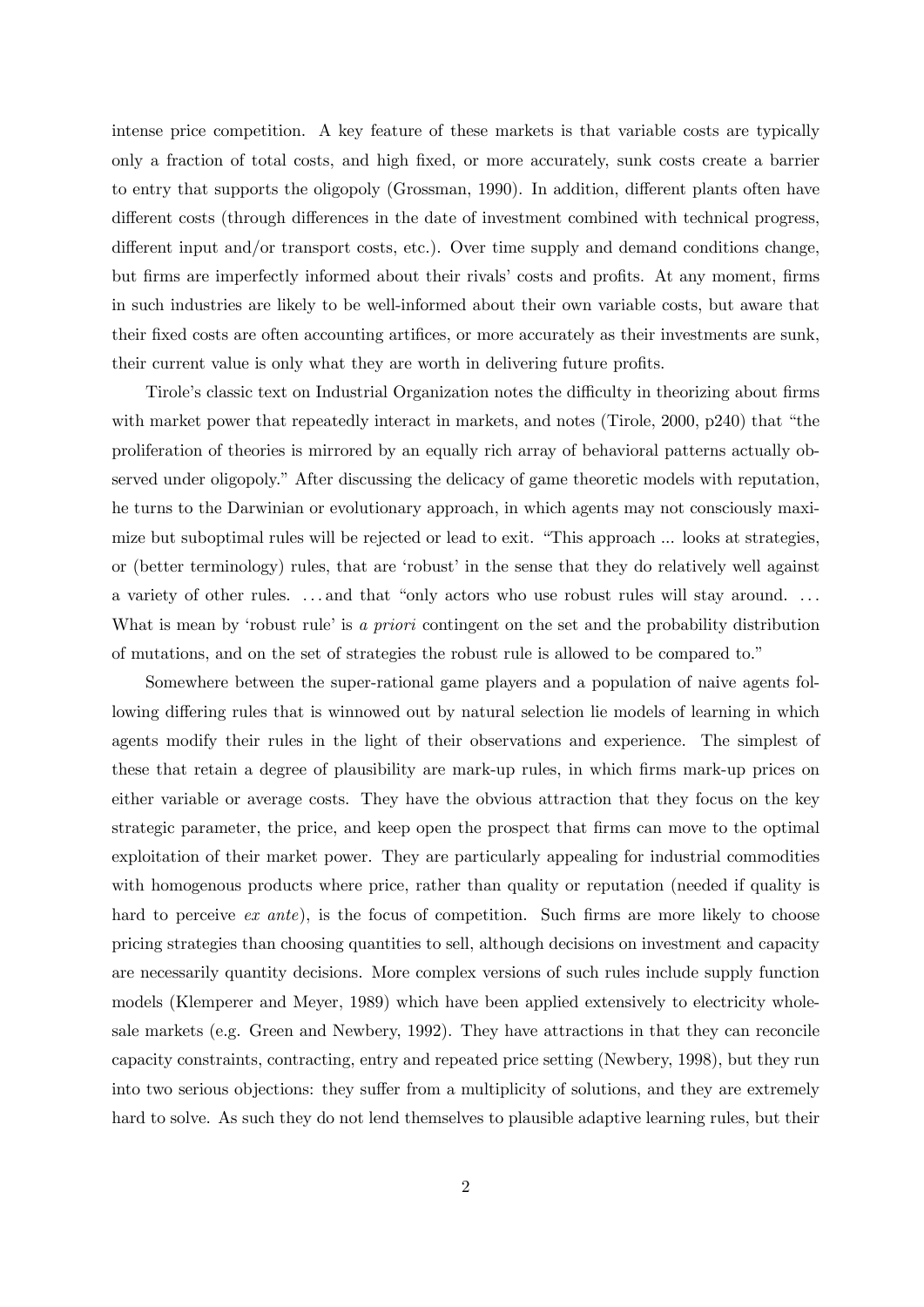intense price competition. A key feature of these markets is that variable costs are typically only a fraction of total costs, and high fixed, or more accurately, sunk costs create a barrier to entry that supports the oligopoly (Grossman, 1990). In addition, different plants often have different costs (through differences in the date of investment combined with technical progress, different input and/or transport costs, etc.). Over time supply and demand conditions change, but firms are imperfectly informed about their rivals' costs and profits. At any moment, firms in such industries are likely to be well-informed about their own variable costs, but aware that their fixed costs are often accounting artifices, or more accurately as their investments are sunk, their current value is only what they are worth in delivering future profits.

Tirole's classic text on Industrial Organization notes the difficulty in theorizing about firms with market power that repeatedly interact in markets, and notes (Tirole, 2000, p240) that "the proliferation of theories is mirrored by an equally rich array of behavioral patterns actually observed under oligopoly." After discussing the delicacy of game theoretic models with reputation, he turns to the Darwinian or evolutionary approach, in which agents may not consciously maximize but suboptimal rules will be rejected or lead to exit. "This approach ... looks at strategies, or (better terminology) rules, that are 'robust' in the sense that they do relatively well against a variety of other rules. . . . and that "only actors who use robust rules will stay around. . . . What is mean by 'robust rule' is *a priori* contingent on the set and the probability distribution of mutations, and on the set of strategies the robust rule is allowed to be compared to."

Somewhere between the super-rational game players and a population of naive agents following differing rules that is winnowed out by natural selection lie models of learning in which agents modify their rules in the light of their observations and experience. The simplest of these that retain a degree of plausibility are mark-up rules, in which firms mark-up prices on either variable or average costs. They have the obvious attraction that they focus on the key strategic parameter, the price, and keep open the prospect that firms can move to the optimal exploitation of their market power. They are particularly appealing for industrial commodities with homogenous products where price, rather than quality or reputation (needed if quality is hard to perceive *ex ante*), is the focus of competition. Such firms are more likely to choose pricing strategies than choosing quantities to sell, although decisions on investment and capacity are necessarily quantity decisions. More complex versions of such rules include supply function models (Klemperer and Meyer, 1989) which have been applied extensively to electricity wholesale markets (e.g. Green and Newbery, 1992). They have attractions in that they can reconcile capacity constraints, contracting, entry and repeated price setting (Newbery, 1998), but they run into two serious objections: they suffer from a multiplicity of solutions, and they are extremely hard to solve. As such they do not lend themselves to plausible adaptive learning rules, but their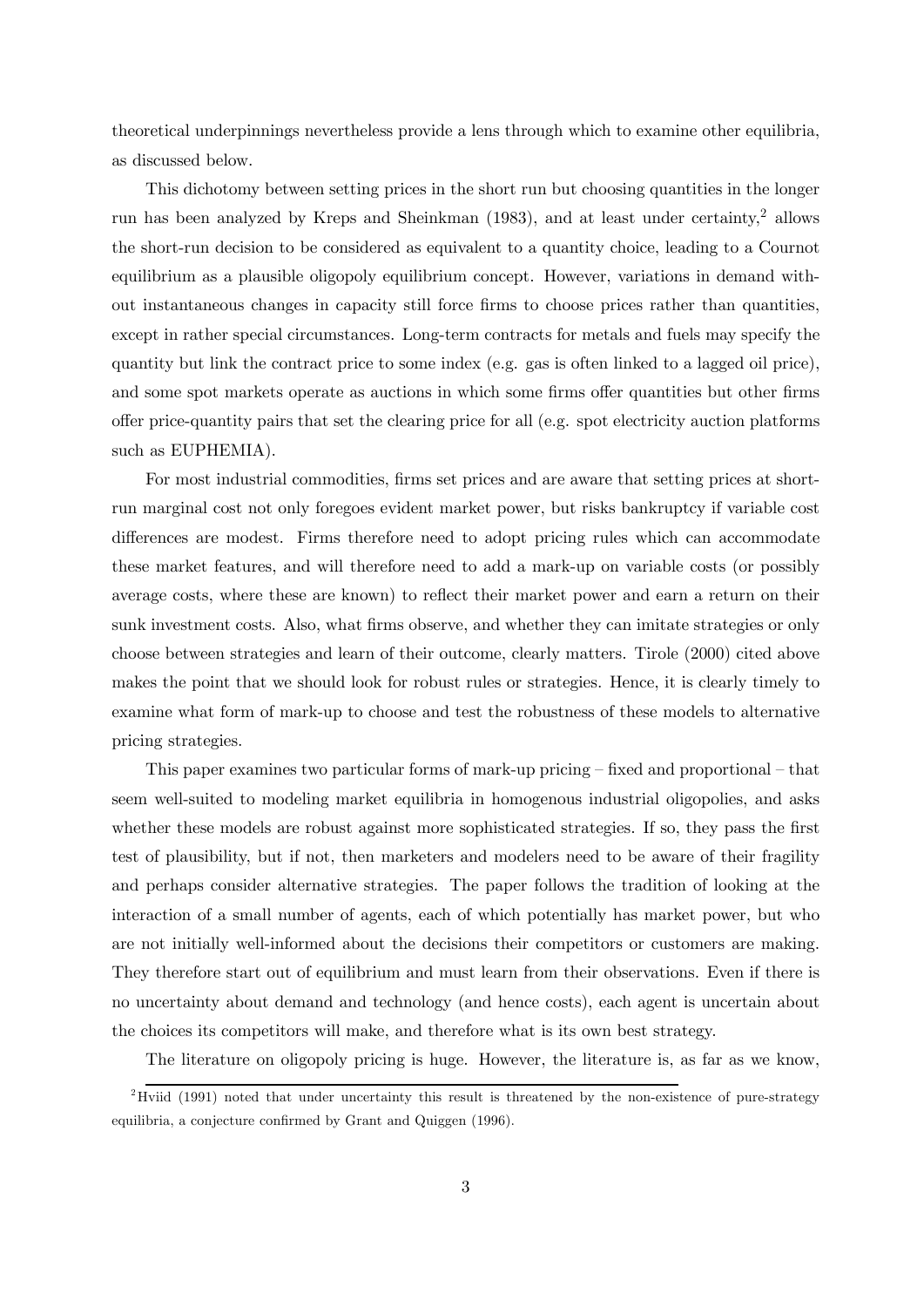theoretical underpinnings nevertheless provide a lens through which to examine other equilibria, as discussed below.

This dichotomy between setting prices in the short run but choosing quantities in the longer run has been analyzed by Kreps and Sheinkman (1983), and at least under certainty,[2] allows the short-run decision to be considered as equivalent to a quantity choice, leading to a Cournot equilibrium as a plausible oligopoly equilibrium concept. However, variations in demand without instantaneous changes in capacity still force firms to choose prices rather than quantities, except in rather special circumstances. Long-term contracts for metals and fuels may specify the quantity but link the contract price to some index (e.g. gas is often linked to a lagged oil price), and some spot markets operate as auctions in which some firms offer quantities but other firms offer price-quantity pairs that set the clearing price for all (e.g. spot electricity auction platforms such as EUPHEMIA).

For most industrial commodities, firms set prices and are aware that setting prices at short-run marginal cost not only foregoes evident market power, but risks bankruptcy if variable cost differences are modest. Firms therefore need to adopt pricing rules which can accommodate these market features, and will therefore need to add a mark-up on variable costs (or possibly average costs, where these are known) to reflect their market power and earn a return on their sunk investment costs. Also, what firms observe, and whether they can imitate strategies or only choose between strategies and learn of their outcome, clearly matters. Tirole (2000) cited above makes the point that we should look for robust rules or strategies. Hence, it is clearly timely to examine what form of mark-up to choose and test the robustness of these models to alternative pricing strategies.

This paper examines two particular forms of mark-up pricing – fixed and proportional – that seem well-suited to modeling market equilibria in homogenous industrial oligopolies, and asks whether these models are robust against more sophisticated strategies. If so, they pass the first test of plausibility, but if not, then marketers and modelers need to be aware of their fragility and perhaps consider alternative strategies. The paper follows the tradition of looking at the interaction of a small number of agents, each of which potentially has market power, but who are not initially well-informed about the decisions their competitors or customers are making. They therefore start out of equilibrium and must learn from their observations. Even if there is no uncertainty about demand and technology (and hence costs), each agent is uncertain about the choices its competitors will make, and therefore what is its own best strategy.

The literature on oligopoly pricing is huge. However, the literature is, as far as we know,

[2] Hviid (1991) noted that under uncertainty this result is threatened by the non-existence of pure-strategy equilibria, a conjecture confirmed by Grant and Quiggen (1996).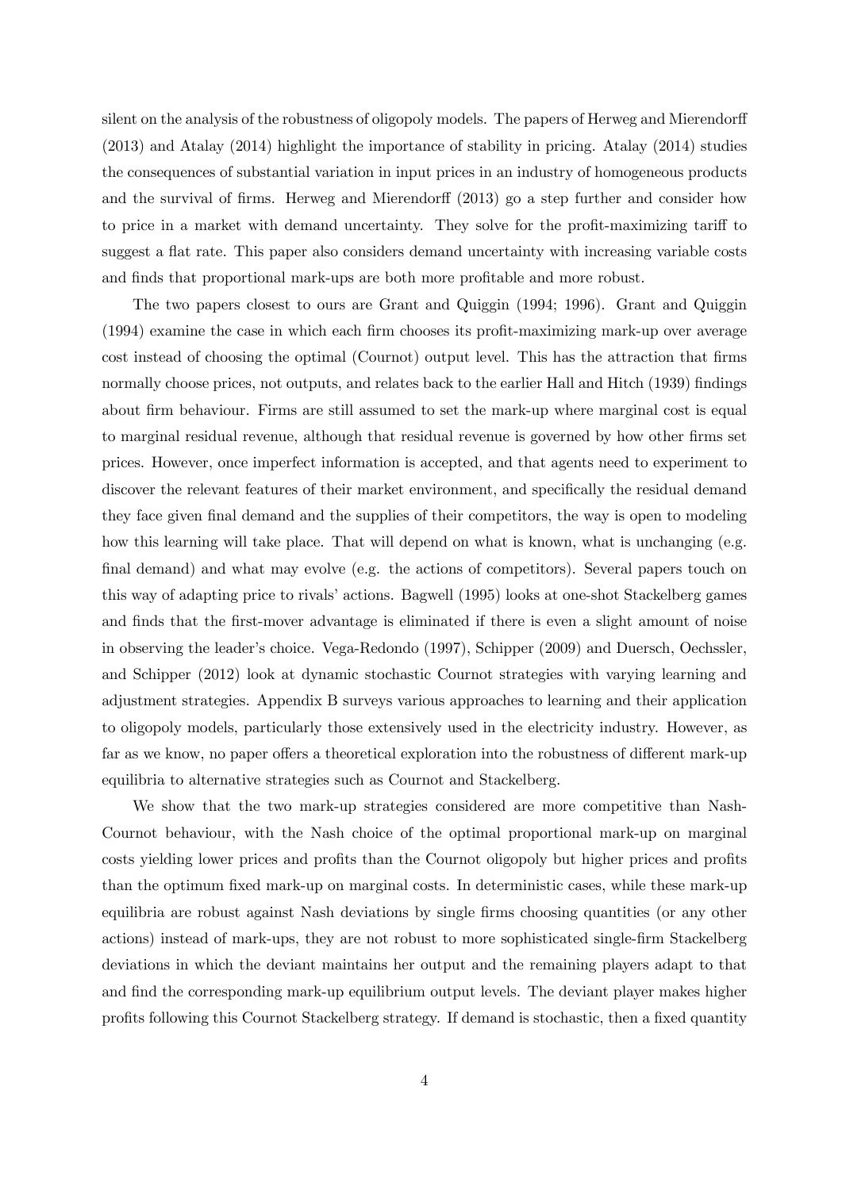silent on the analysis of the robustness of oligopoly models. The papers of Herweg and Mierendorff (2013) and Atalay (2014) highlight the importance of stability in pricing. Atalay (2014) studies the consequences of substantial variation in input prices in an industry of homogeneous products and the survival of firms. Herweg and Mierendorff (2013) go a step further and consider how to price in a market with demand uncertainty. They solve for the profit-maximizing tariff to suggest a flat rate. This paper also considers demand uncertainty with increasing variable costs and finds that proportional mark-ups are both more profitable and more robust.

The two papers closest to ours are Grant and Quiggin (1994; 1996). Grant and Quiggin (1994) examine the case in which each firm chooses its profit-maximizing mark-up over average cost instead of choosing the optimal (Cournot) output level. This has the attraction that firms normally choose prices, not outputs, and relates back to the earlier Hall and Hitch (1939) findings about firm behaviour. Firms are still assumed to set the mark-up where marginal cost is equal to marginal residual revenue, although that residual revenue is governed by how other firms set prices. However, once imperfect information is accepted, and that agents need to experiment to discover the relevant features of their market environment, and specifically the residual demand they face given final demand and the supplies of their competitors, the way is open to modeling how this learning will take place. That will depend on what is known, what is unchanging (e.g. final demand) and what may evolve (e.g. the actions of competitors). Several papers touch on this way of adapting price to rivals' actions. Bagwell (1995) looks at one-shot Stackelberg games and finds that the first-mover advantage is eliminated if there is even a slight amount of noise in observing the leader's choice. Vega-Redondo (1997), Schipper (2009) and Duersch, Oechssler, and Schipper (2012) look at dynamic stochastic Cournot strategies with varying learning and adjustment strategies. Appendix B surveys various approaches to learning and their application to oligopoly models, particularly those extensively used in the electricity industry. However, as far as we know, no paper offers a theoretical exploration into the robustness of different mark-up equilibria to alternative strategies such as Cournot and Stackelberg.

We show that the two mark-up strategies considered are more competitive than Nash-Cournot behaviour, with the Nash choice of the optimal proportional mark-up on marginal costs yielding lower prices and profits than the Cournot oligopoly but higher prices and profits than the optimum fixed mark-up on marginal costs. In deterministic cases, while these mark-up equilibria are robust against Nash deviations by single firms choosing quantities (or any other actions) instead of mark-ups, they are not robust to more sophisticated single-firm Stackelberg deviations in which the deviant maintains her output and the remaining players adapt to that and find the corresponding mark-up equilibrium output levels. The deviant player makes higher profits following this Cournot Stackelberg strategy. If demand is stochastic, then a fixed quantity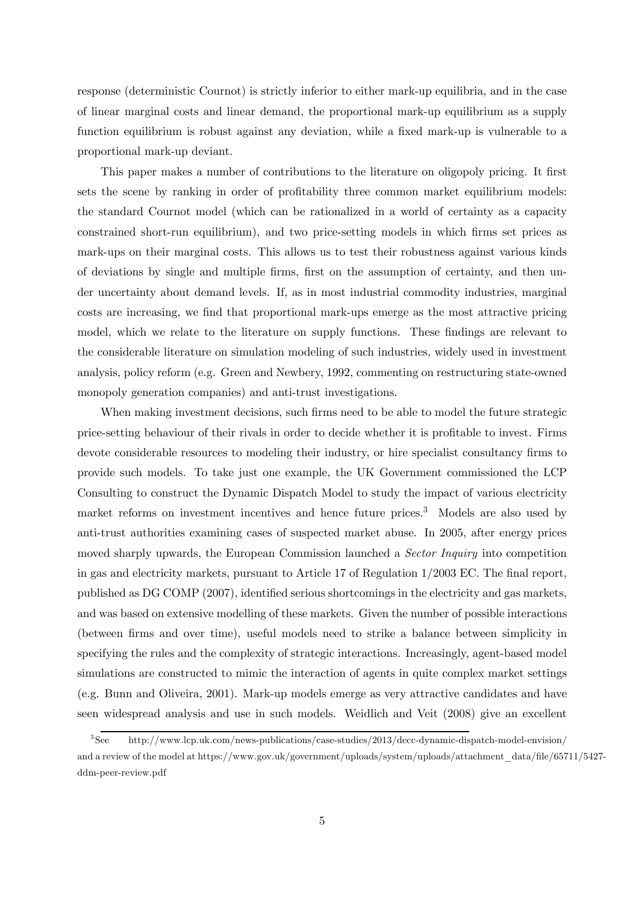response (deterministic Cournot) is strictly inferior to either mark-up equilibria, and in the case of linear marginal costs and linear demand, the proportional mark-up equilibrium as a supply function equilibrium is robust against any deviation, while a fixed mark-up is vulnerable to a proportional mark-up deviant.

This paper makes a number of contributions to the literature on oligopoly pricing. It first sets the scene by ranking in order of profitability three common market equilibrium models: the standard Cournot model (which can be rationalized in a world of certainty as a capacity constrained short-run equilibrium), and two price-setting models in which firms set prices as mark-ups on their marginal costs. This allows us to test their robustness against various kinds of deviations by single and multiple firms, first on the assumption of certainty, and then under uncertainty about demand levels. If, as in most industrial commodity industries, marginal costs are increasing, we find that proportional mark-ups emerge as the most attractive pricing model, which we relate to the literature on supply functions. These findings are relevant to the considerable literature on simulation modeling of such industries, widely used in investment analysis, policy reform (e.g. Green and Newbery, 1992, commenting on restructuring state-owned monopoly generation companies) and anti-trust investigations.

When making investment decisions, such firms need to be able to model the future strategic price-setting behaviour of their rivals in order to decide whether it is profitable to invest. Firms devote considerable resources to modeling their industry, or hire specialist consultancy firms to provide such models. To take just one example, the UK Government commissioned the LCP Consulting to construct the Dynamic Dispatch Model to study the impact of various electricity market reforms on investment incentives and hence future prices.[3] Models are also used by anti-trust authorities examining cases of suspected market abuse. In 2005, after energy prices moved sharply upwards, the European Commission launched a *Sector Inquiry* into competition in gas and electricity markets, pursuant to Article 17 of Regulation 1/2003 EC. The final report, published as DG COMP (2007), identified serious shortcomings in the electricity and gas markets, and was based on extensive modelling of these markets. Given the number of possible interactions (between firms and over time), useful models need to strike a balance between simplicity in specifying the rules and the complexity of strategic interactions. Increasingly, agent-based model simulations are constructed to mimic the interaction of agents in quite complex market settings (e.g. Bunn and Oliveira, 2001). Mark-up models emerge as very attractive candidates and have seen widespread analysis and use in such models. Weidlich and Veit (2008) give an excellent

[3] See http://www.lcp.uk.com/news-publications/case-studies/2013/decc-dynamic-dispatch-model-envision/ and a review of the model at https://www.gov.uk/government/uploads/system/uploads/attachment_data/file/65711/5427-ddm-peer-review.pdf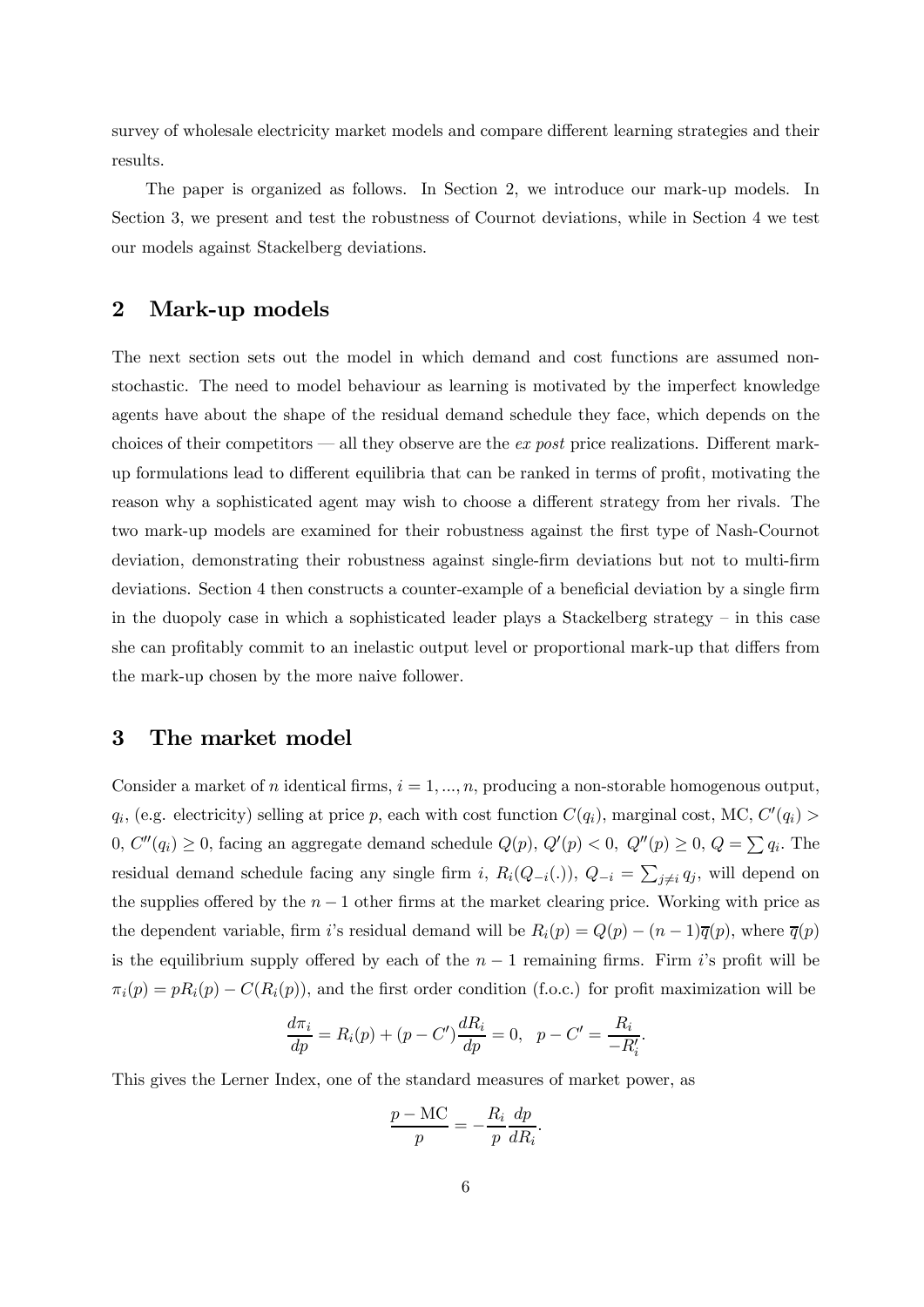survey of wholesale electricity market models and compare different learning strategies and their results.

The paper is organized as follows. In Section 2, we introduce our mark-up models. In Section 3, we present and test the robustness of Cournot deviations, while in Section 4 we test our models against Stackelberg deviations.

## 2 Mark-up models

The next section sets out the model in which demand and cost functions are assumed non-stochastic. The need to model behaviour as learning is motivated by the imperfect knowledge agents have about the shape of the residual demand schedule they face, which depends on the choices of their competitors — all they observe are the *ex post* price realizations. Different mark-up formulations lead to different equilibria that can be ranked in terms of profit, motivating the reason why a sophisticated agent may wish to choose a different strategy from her rivals. The two mark-up models are examined for their robustness against the first type of Nash-Cournot deviation, demonstrating their robustness against single-firm deviations but not to multi-firm deviations. Section 4 then constructs a counter-example of a beneficial deviation by a single firm in the duopoly case in which a sophisticated leader plays a Stackelberg strategy – in this case she can profitably commit to an inelastic output level or proportional mark-up that differs from the mark-up chosen by the more naive follower.

## 3 The market model

Consider a market of $n$ identical firms, $i = 1, ..., n$, producing a non-storable homogenous output, $q_i$, (e.g. electricity) selling at price $p$, each with cost function $C(q_i)$, marginal cost, MC, $C'(q_i) > 0$, $C''(q_i) \geq 0$, facing an aggregate demand schedule $Q(p)$, $Q'(p) < 0$, $Q''(p) \geq 0$, $Q = \sum q_i$. The residual demand schedule facing any single firm $i$, $R_i(Q_{-i}(.))$, $Q_{-i} = \sum_{j \neq i} q_j$, will depend on the supplies offered by the $n-1$ other firms at the market clearing price. Working with price as the dependent variable, firm $i$'s residual demand will be $R_i(p) = Q(p) - (n-1)\overline{q}(p)$, where $\overline{q}(p)$ is the equilibrium supply offered by each of the $n-1$ remaining firms. Firm $i$'s profit will be $\pi_i(p) = pR_i(p) - C(R_i(p))$, and the first order condition (f.o.c.) for profit maximization will be

$$\frac{d\pi_i}{dp} = R_i(p) + (p - C')\frac{dR_i}{dp} = 0, \quad p - C' = \frac{R_i}{-R_i'}.$$

This gives the Lerner Index, one of the standard measures of market power, as

$$\frac{p - \text{MC}}{p} = -\frac{R_i}{p}\frac{dp}{dR_i}.$$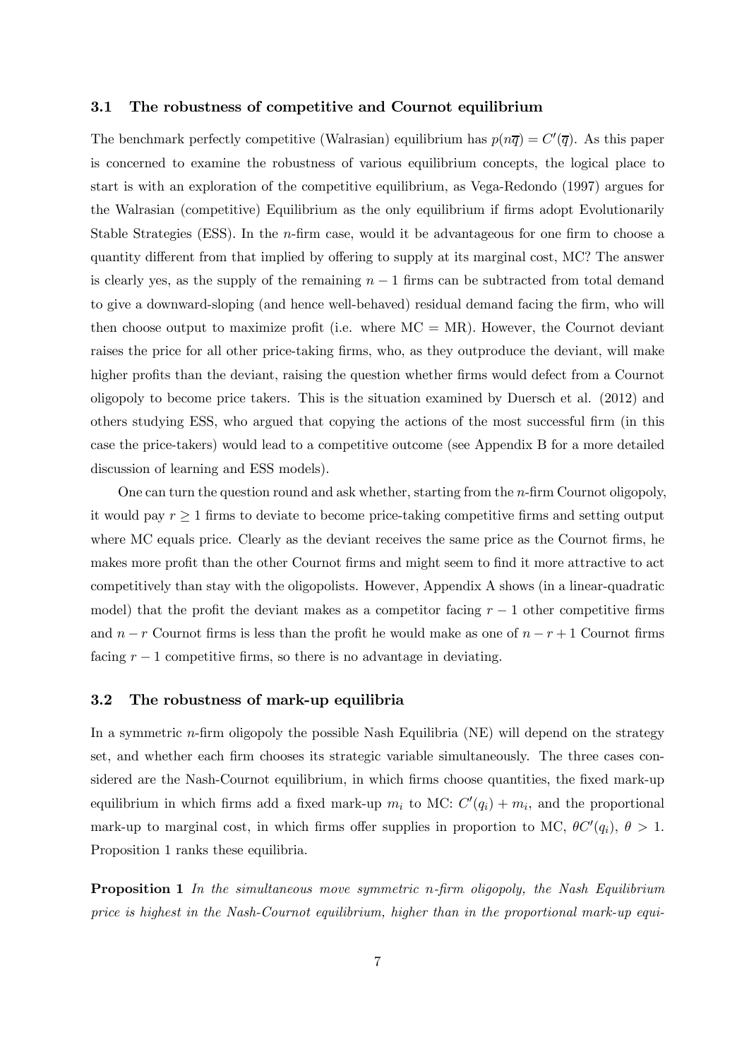### 3.1 The robustness of competitive and Cournot equilibrium

The benchmark perfectly competitive (Walrasian) equilibrium has $p(n\overline{q}) = C'(\overline{q})$. As this paper is concerned to examine the robustness of various equilibrium concepts, the logical place to start is with an exploration of the competitive equilibrium, as Vega-Redondo (1997) argues for the Walrasian (competitive) Equilibrium as the only equilibrium if firms adopt Evolutionarily Stable Strategies (ESS). In the $n$-firm case, would it be advantageous for one firm to choose a quantity different from that implied by offering to supply at its marginal cost, MC? The answer is clearly yes, as the supply of the remaining $n-1$ firms can be subtracted from total demand to give a downward-sloping (and hence well-behaved) residual demand facing the firm, who will then choose output to maximize profit (i.e. where MC = MR). However, the Cournot deviant raises the price for all other price-taking firms, who, as they outproduce the deviant, will make higher profits than the deviant, raising the question whether firms would defect from a Cournot oligopoly to become price takers. This is the situation examined by Duersch et al. (2012) and others studying ESS, who argued that copying the actions of the most successful firm (in this case the price-takers) would lead to a competitive outcome (see Appendix B for a more detailed discussion of learning and ESS models).

One can turn the question round and ask whether, starting from the $n$-firm Cournot oligopoly, it would pay $r \geq 1$ firms to deviate to become price-taking competitive firms and setting output where MC equals price. Clearly as the deviant receives the same price as the Cournot firms, he makes more profit than the other Cournot firms and might seem to find it more attractive to act competitively than stay with the oligopolists. However, Appendix A shows (in a linear-quadratic model) that the profit the deviant makes as a competitor facing $r-1$ other competitive firms and $n-r$ Cournot firms is less than the profit he would make as one of $n-r+1$ Cournot firms facing $r-1$ competitive firms, so there is no advantage in deviating.

### 3.2 The robustness of mark-up equilibria

In a symmetric $n$-firm oligopoly the possible Nash Equilibria (NE) will depend on the strategy set, and whether each firm chooses its strategic variable simultaneously. The three cases considered are the Nash-Cournot equilibrium, in which firms choose quantities, the fixed mark-up equilibrium in which firms add a fixed mark-up $m_i$ to MC: $C'(q_i) + m_i$, and the proportional mark-up to marginal cost, in which firms offer supplies in proportion to MC, $\theta C'(q_i)$, $\theta > 1$. Proposition 1 ranks these equilibria.

**Proposition 1** *In the simultaneous move symmetric $n$-firm oligopoly, the Nash Equilibrium price is highest in the Nash-Cournot equilibrium, higher than in the proportional mark-up equi-*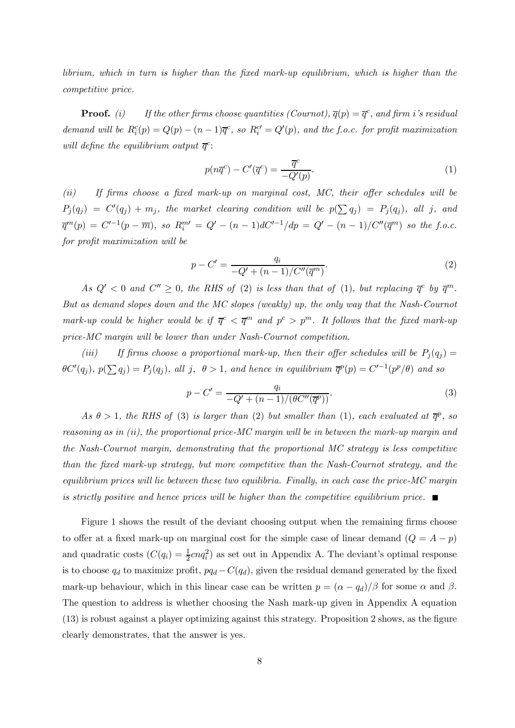*librium, which in turn is higher than the fixed mark-up equilibrium, which is higher than the competitive price.*

**Proof.** *(i) If the other firms choose quantities (Cournot), $\overline{q}(p) = \overline{q}^c$, and firm i's residual demand will be $R_i^c(p) = Q(p) - (n-1)\overline{q}^c$, so $R_i^{c\prime} = Q'(p)$, and the f.o.c. for profit maximization will define the equilibrium output $\overline{q}^c$:*

$$p(n\overline{q}^c) - C'(\overline{q}^c) = \frac{\overline{q}^c}{-Q'(p)}. \tag{1}$$

*(ii) If firms choose a fixed mark-up on marginal cost, MC, their offer schedules will be $P_j(q_j) = C'(q_j) + m_j$, the market clearing condition will be $p(\sum q_j) = P_j(q_j)$, all $j$, and $\overline{q}^m(p) = C'^{-1}(p - \overline{m})$, so $R_i^{m\prime} = Q' - (n-1)dC'^{-1}/dp = Q' - (n-1)/C''(\overline{q}^m)$ so the f.o.c. for profit maximization will be*

$$p - C' = \frac{q_i}{-Q' + (n-1)/C''(\overline{q}^m)}. \tag{2}$$

*As $Q' < 0$ and $C'' \geq 0$, the RHS of (2) is less than that of (1), but replacing $\overline{q}^c$ by $\overline{q}^m$. But as demand slopes down and the MC slopes (weakly) up, the only way that the Nash-Cournot mark-up could be higher would be if $\overline{q}^c < \overline{q}^m$ and $p^c > p^m$. It follows that the fixed mark-up price-MC margin will be lower than under Nash-Cournot competition.*

*(iii) If firms choose a proportional mark-up, then their offer schedules will be $P_j(q_j) = \theta C'(q_j)$, $p(\sum q_j) = P_j(q_j)$, all $j$, $\theta > 1$, and hence in equilibrium $\overline{q}^p(p) = C'^{-1}(p^p/\theta)$ and so*

$$p - C' = \frac{q_i}{-Q' + (n-1)/(\theta C''(\overline{q}^p))}. \tag{3}$$

*As $\theta > 1$, the RHS of (3) is larger than (2) but smaller than (1), each evaluated at $\overline{q}^p$, so reasoning as in (ii), the proportional price-MC margin will be in between the mark-up margin and the Nash-Cournot margin, demonstrating that the proportional MC strategy is less competitive than the fixed mark-up strategy, but more competitive than the Nash-Cournot strategy, and the equilibrium prices will lie between these two equilibria. Finally, in each case the price-MC margin is strictly positive and hence prices will be higher than the competitive equilibrium price.* ■

Figure 1 shows the result of the deviant choosing output when the remaining firms choose to offer at a fixed mark-up on marginal cost for the simple case of linear demand ($Q = A - p$) and quadratic costs ($C(q_i) = \frac{1}{2}cnq_i^2$) as set out in Appendix A. The deviant's optimal response is to choose $q_d$ to maximize profit, $pq_d - C(q_d)$, given the residual demand generated by the fixed mark-up behaviour, which in this linear case can be written $p = (\alpha - q_d)/\beta$ for some $\alpha$ and $\beta$. The question to address is whether choosing the Nash mark-up given in Appendix A equation (13) is robust against a player optimizing against this strategy. Proposition 2 shows, as the figure clearly demonstrates, that the answer is yes.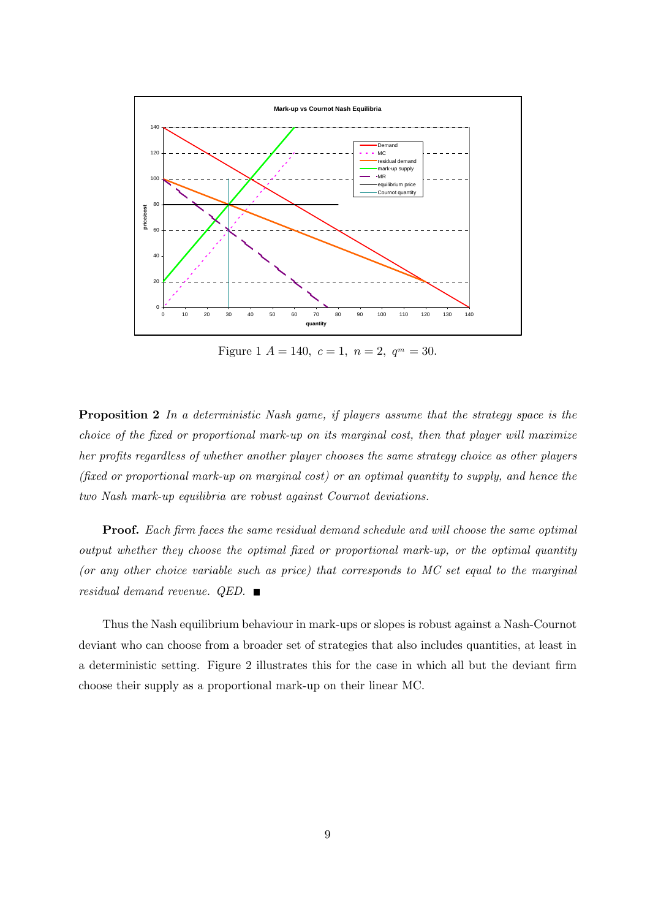Figure 1 $A = 140,\ c = 1,\ n = 2,\ q^m = 30$.

**Proposition 2** *In a deterministic Nash game, if players assume that the strategy space is the choice of the fixed or proportional mark-up on its marginal cost, then that player will maximize her profits regardless of whether another player chooses the same strategy choice as other players (fixed or proportional mark-up on marginal cost) or an optimal quantity to supply, and hence the two Nash mark-up equilibria are robust against Cournot deviations.*

**Proof.** *Each firm faces the same residual demand schedule and will choose the same optimal output whether they choose the optimal fixed or proportional mark-up, or the optimal quantity (or any other choice variable such as price) that corresponds to MC set equal to the marginal residual demand revenue. QED.* ■

Thus the Nash equilibrium behaviour in mark-ups or slopes is robust against a Nash-Cournot deviant who can choose from a broader set of strategies that also includes quantities, at least in a deterministic setting. Figure 2 illustrates this for the case in which all but the deviant firm choose their supply as a proportional mark-up on their linear MC.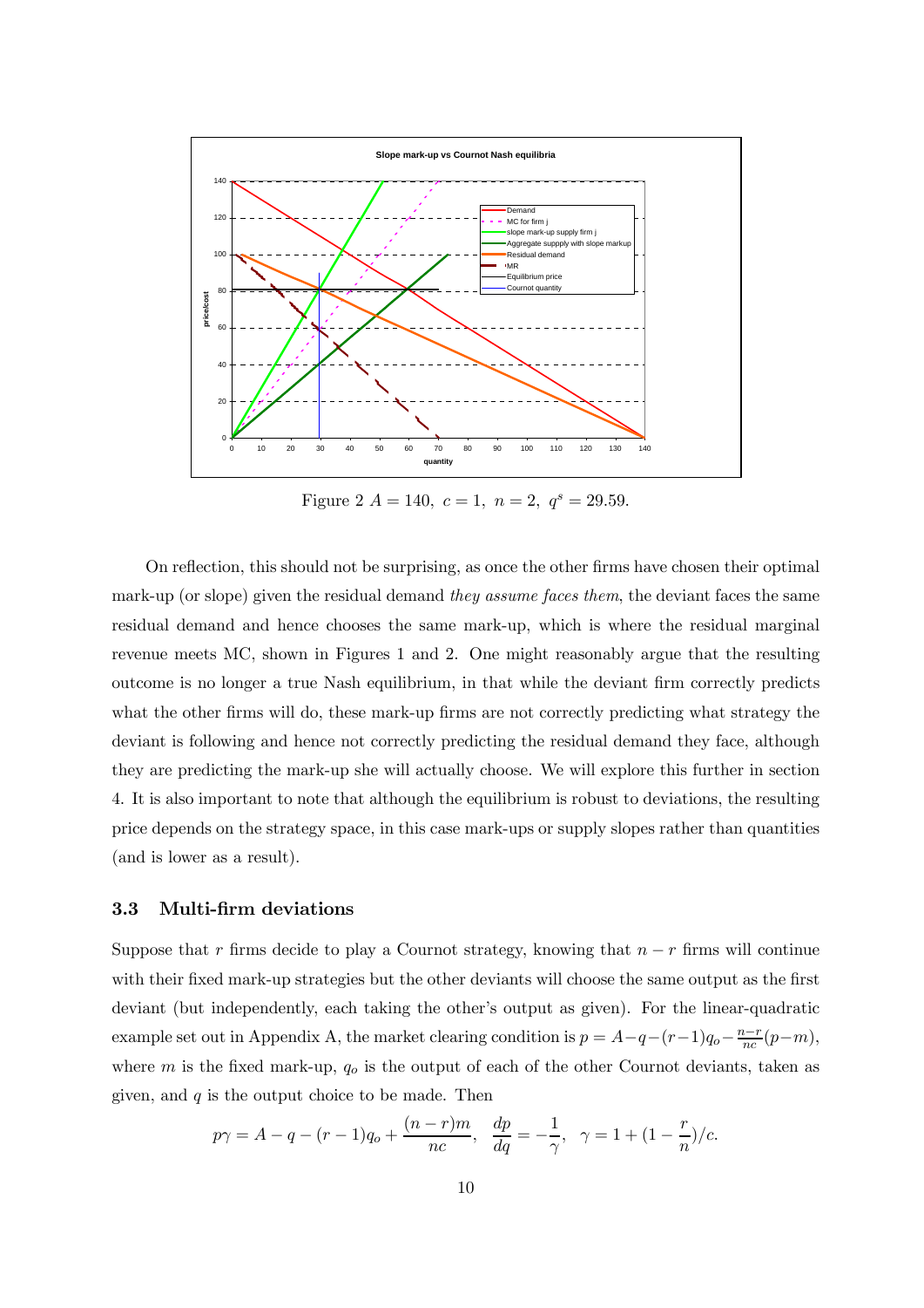Figure 2 $A = 140,\ c = 1,\ n = 2,\ q^s = 29.59.$

On reflection, this should not be surprising, as once the other firms have chosen their optimal mark-up (or slope) given the residual demand *they assume faces them*, the deviant faces the same residual demand and hence chooses the same mark-up, which is where the residual marginal revenue meets MC, shown in Figures 1 and 2. One might reasonably argue that the resulting outcome is no longer a true Nash equilibrium, in that while the deviant firm correctly predicts what the other firms will do, these mark-up firms are not correctly predicting what strategy the deviant is following and hence not correctly predicting the residual demand they face, although they are predicting the mark-up she will actually choose. We will explore this further in section 4. It is also important to note that although the equilibrium is robust to deviations, the resulting price depends on the strategy space, in this case mark-ups or supply slopes rather than quantities (and is lower as a result).

### 3.3 Multi-firm deviations

Suppose that $r$ firms decide to play a Cournot strategy, knowing that $n-r$ firms will continue with their fixed mark-up strategies but the other deviants will choose the same output as the first deviant (but independently, each taking the other's output as given). For the linear-quadratic example set out in Appendix A, the market clearing condition is $p = A - q - (r-1)q_o - \frac{n-r}{nc}(p-m)$, where $m$ is the fixed mark-up, $q_o$ is the output of each of the other Cournot deviants, taken as given, and $q$ is the output choice to be made. Then

$$p\gamma = A - q - (r-1)q_o + \frac{(n-r)m}{nc}, \quad \frac{dp}{dq} = -\frac{1}{\gamma}, \quad \gamma = 1 + (1 - \frac{r}{n})/c.$$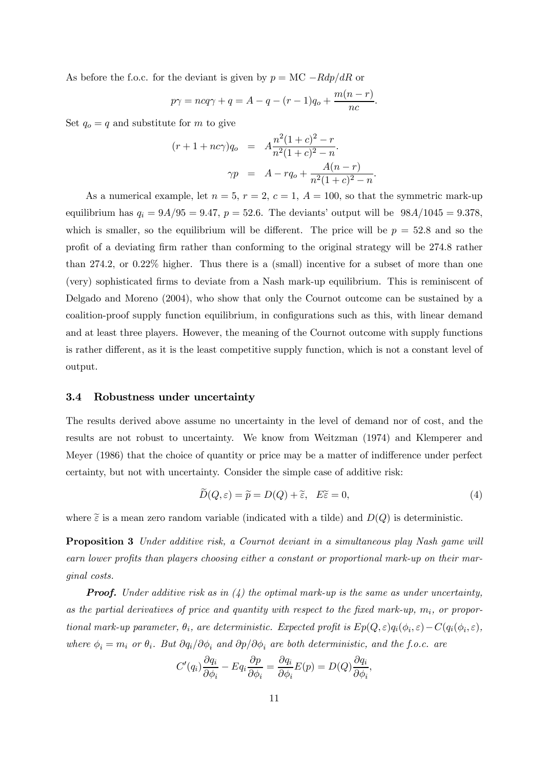As before the f.o.c. for the deviant is given by $p = \text{MC} - Rdp/dR$ or

$$p\gamma = ncq\gamma + q = A - q - (r-1)q_o + \frac{m(n-r)}{nc}.$$

Set $q_o = q$ and substitute for $m$ to give

$$\begin{aligned}(r+1+nc\gamma)q_o &= A\frac{n^2(1+c)^2 - r}{n^2(1+c)^2 - n}. \\ \gamma p &= A - rq_o + \frac{A(n-r)}{n^2(1+c)^2 - n}.\end{aligned}$$

As a numerical example, let $n = 5$, $r = 2$, $c = 1$, $A = 100$, so that the symmetric mark-up equilibrium has $q_i = 9A/95 = 9.47$, $p = 52.6$. The deviants' output will be $98A/1045 = 9.378$, which is smaller, so the equilibrium will be different. The price will be $p = 52.8$ and so the profit of a deviating firm rather than conforming to the original strategy will be 274.8 rather than 274.2, or 0.22% higher. Thus there is a (small) incentive for a subset of more than one (very) sophisticated firms to deviate from a Nash mark-up equilibrium. This is reminiscent of Delgado and Moreno (2004), who show that only the Cournot outcome can be sustained by a coalition-proof supply function equilibrium, in configurations such as this, with linear demand and at least three players. However, the meaning of the Cournot outcome with supply functions is rather different, as it is the least competitive supply function, which is not a constant level of output.

### 3.4 Robustness under uncertainty

The results derived above assume no uncertainty in the level of demand nor of cost, and the results are not robust to uncertainty. We know from Weitzman (1974) and Klemperer and Meyer (1986) that the choice of quantity or price may be a matter of indifference under perfect certainty, but not with uncertainty. Consider the simple case of additive risk:

$$\widetilde{D}(Q,\varepsilon) = \widetilde{p} = D(Q) + \widetilde{\varepsilon}, \quad E\widetilde{\varepsilon} = 0, \tag{4}$$

where $\widetilde{\varepsilon}$ is a mean zero random variable (indicated with a tilde) and $D(Q)$ is deterministic.

**Proposition 3** *Under additive risk, a Cournot deviant in a simultaneous play Nash game will earn lower profits than players choosing either a constant or proportional mark-up on their marginal costs.*

***Proof.*** *Under additive risk as in (4) the optimal mark-up is the same as under uncertainty, as the partial derivatives of price and quantity with respect to the fixed mark-up, $m_i$, or proportional mark-up parameter, $\theta_i$, are deterministic. Expected profit is $Ep(Q,\varepsilon)q_i(\phi_i,\varepsilon) - C(q_i(\phi_i,\varepsilon)$, where $\phi_i = m_i$ or $\theta_i$. But $\partial q_i/\partial\phi_i$ and $\partial p/\partial\phi_i$ are both deterministic, and the f.o.c. are*

$$C'(q_i)\frac{\partial q_i}{\partial \phi_i} - Eq_i\frac{\partial p}{\partial \phi_i} = \frac{\partial q_i}{\partial \phi_i}E(p) = D(Q)\frac{\partial q_i}{\partial \phi_i},$$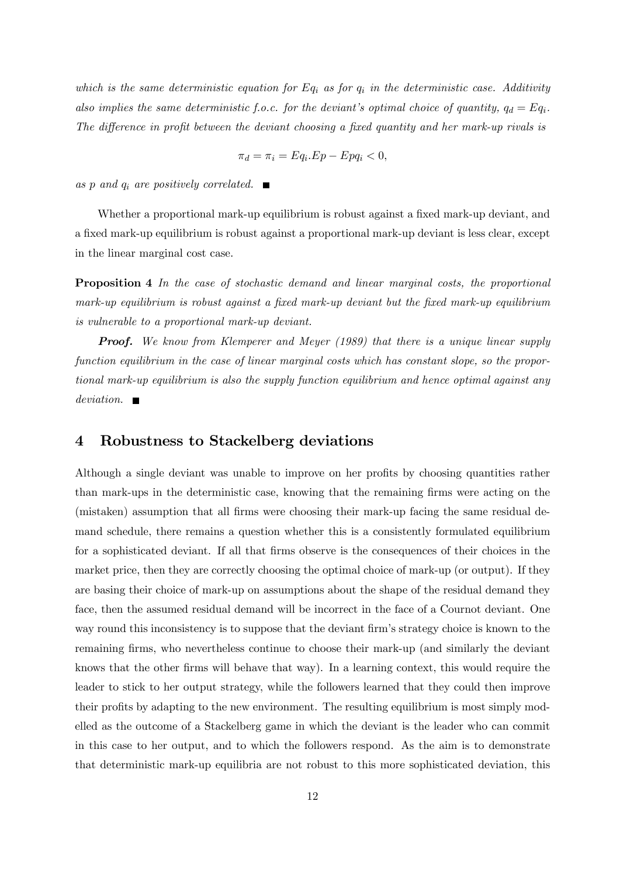*which is the same deterministic equation for $Eq_i$ as for $q_i$ in the deterministic case. Additivity also implies the same deterministic f.o.c. for the deviant's optimal choice of quantity, $q_d = Eq_i$. The difference in profit between the deviant choosing a fixed quantity and her mark-up rivals is*

$$\pi_d = \pi_i = Eq_i.Ep - Epq_i < 0,$$

*as $p$ and $q_i$ are positively correlated.* ■

Whether a proportional mark-up equilibrium is robust against a fixed mark-up deviant, and a fixed mark-up equilibrium is robust against a proportional mark-up deviant is less clear, except in the linear marginal cost case.

**Proposition 4** *In the case of stochastic demand and linear marginal costs, the proportional mark-up equilibrium is robust against a fixed mark-up deviant but the fixed mark-up equilibrium is vulnerable to a proportional mark-up deviant.*

***Proof.*** *We know from Klemperer and Meyer (1989) that there is a unique linear supply function equilibrium in the case of linear marginal costs which has constant slope, so the proportional mark-up equilibrium is also the supply function equilibrium and hence optimal against any deviation.* ■

# 4 Robustness to Stackelberg deviations

Although a single deviant was unable to improve on her profits by choosing quantities rather than mark-ups in the deterministic case, knowing that the remaining firms were acting on the (mistaken) assumption that all firms were choosing their mark-up facing the same residual demand schedule, there remains a question whether this is a consistently formulated equilibrium for a sophisticated deviant. If all that firms observe is the consequences of their choices in the market price, then they are correctly choosing the optimal choice of mark-up (or output). If they are basing their choice of mark-up on assumptions about the shape of the residual demand they face, then the assumed residual demand will be incorrect in the face of a Cournot deviant. One way round this inconsistency is to suppose that the deviant firm's strategy choice is known to the remaining firms, who nevertheless continue to choose their mark-up (and similarly the deviant knows that the other firms will behave that way). In a learning context, this would require the leader to stick to her output strategy, while the followers learned that they could then improve their profits by adapting to the new environment. The resulting equilibrium is most simply modelled as the outcome of a Stackelberg game in which the deviant is the leader who can commit in this case to her output, and to which the followers respond. As the aim is to demonstrate that deterministic mark-up equilibria are not robust to this more sophisticated deviation, this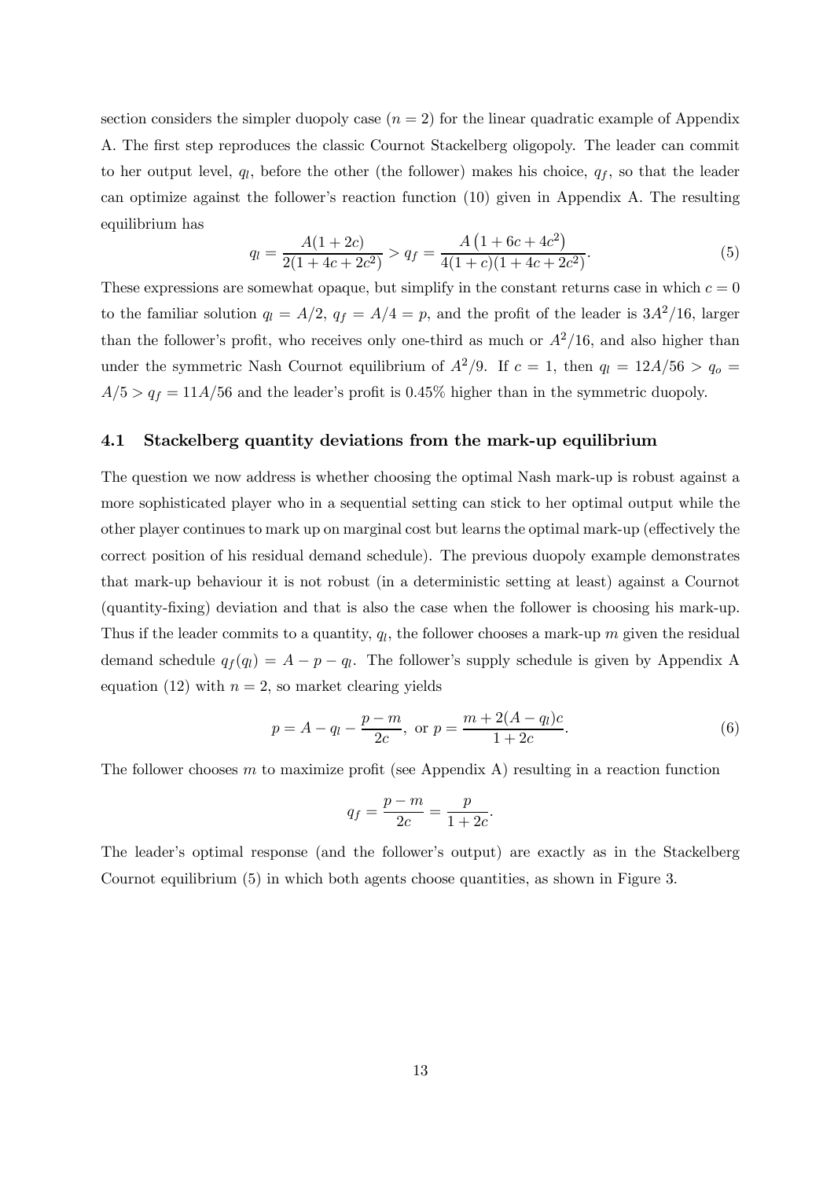section considers the simpler duopoly case ($n = 2$) for the linear quadratic example of Appendix A. The first step reproduces the classic Cournot Stackelberg oligopoly. The leader can commit to her output level, $q_l$, before the other (the follower) makes his choice, $q_f$, so that the leader can optimize against the follower's reaction function (10) given in Appendix A. The resulting equilibrium has

$$q_l = \frac{A(1+2c)}{2(1+4c+2c^2)} > q_f = \frac{A\left(1+6c+4c^2\right)}{4(1+c)(1+4c+2c^2)}. \tag{5}$$

These expressions are somewhat opaque, but simplify in the constant returns case in which $c = 0$ to the familiar solution $q_l = A/2$, $q_f = A/4 = p$, and the profit of the leader is $3A^2/16$, larger than the follower's profit, who receives only one-third as much or $A^2/16$, and also higher than under the symmetric Nash Cournot equilibrium of $A^2/9$. If $c = 1$, then $q_l = 12A/56 > q_o = A/5 > q_f = 11A/56$ and the leader's profit is 0.45% higher than in the symmetric duopoly.

### 4.1 Stackelberg quantity deviations from the mark-up equilibrium

The question we now address is whether choosing the optimal Nash mark-up is robust against a more sophisticated player who in a sequential setting can stick to her optimal output while the other player continues to mark up on marginal cost but learns the optimal mark-up (effectively the correct position of his residual demand schedule). The previous duopoly example demonstrates that mark-up behaviour it is not robust (in a deterministic setting at least) against a Cournot (quantity-fixing) deviation and that is also the case when the follower is choosing his mark-up. Thus if the leader commits to a quantity, $q_l$, the follower chooses a mark-up $m$ given the residual demand schedule $q_f(q_l) = A - p - q_l$. The follower's supply schedule is given by Appendix A equation (12) with $n = 2$, so market clearing yields

$$p = A - q_l - \frac{p-m}{2c}, \text{ or } p = \frac{m + 2(A - q_l)c}{1+2c}. \tag{6}$$

The follower chooses $m$ to maximize profit (see Appendix A) resulting in a reaction function

$$q_f = \frac{p-m}{2c} = \frac{p}{1+2c}.$$

The leader's optimal response (and the follower's output) are exactly as in the Stackelberg Cournot equilibrium (5) in which both agents choose quantities, as shown in Figure 3.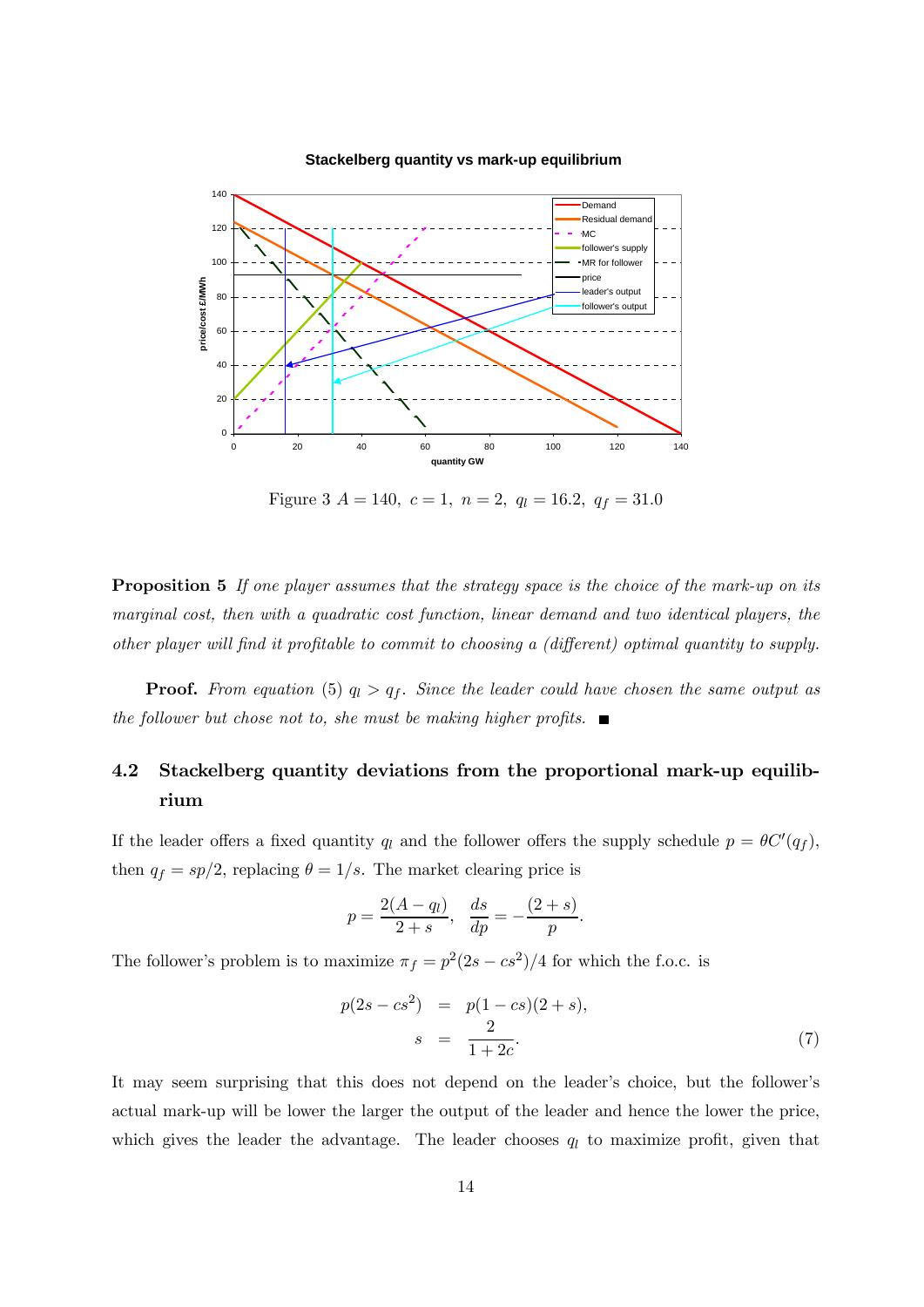Figure 3 $A = 140,\ c = 1,\ n = 2,\ q_l = 16.2,\ q_f = 31.0$

**Proposition 5** *If one player assumes that the strategy space is the choice of the mark-up on its marginal cost, then with a quadratic cost function, linear demand and two identical players, the other player will find it profitable to commit to choosing a (different) optimal quantity to supply.*

**Proof.** *From equation (5) $q_l > q_f$. Since the leader could have chosen the same output as the follower but chose not to, she must be making higher profits.* ■

## 4.2 Stackelberg quantity deviations from the proportional mark-up equilibrium

If the leader offers a fixed quantity $q_l$ and the follower offers the supply schedule $p = \theta C'(q_f)$, then $q_f = sp/2$, replacing $\theta = 1/s$. The market clearing price is

$$p = \frac{2(A - q_l)}{2 + s}, \quad \frac{ds}{dp} = -\frac{(2 + s)}{p}.$$

The follower's problem is to maximize $\pi_f = p^2(2s - cs^2)/4$ for which the f.o.c. is

$$\begin{aligned} p(2s - cs^2) &= p(1 - cs)(2 + s), \\ s &= \frac{2}{1 + 2c}. \end{aligned} \tag{7}$$

It may seem surprising that this does not depend on the leader's choice, but the follower's actual mark-up will be lower the larger the output of the leader and hence the lower the price, which gives the leader the advantage. The leader chooses $q_l$ to maximize profit, given that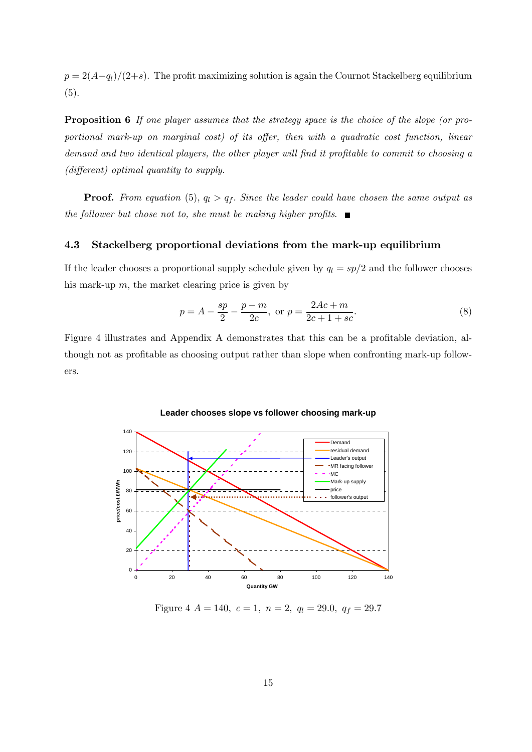$p = 2(A - q_l)/(2+s)$. The profit maximizing solution is again the Cournot Stackelberg equilibrium (5).

**Proposition 6** *If one player assumes that the strategy space is the choice of the slope (or proportional mark-up on marginal cost) of its offer, then with a quadratic cost function, linear demand and two identical players, the other player will find it profitable to commit to choosing a (different) optimal quantity to supply.*

**Proof.** *From equation* (5), $q_l > q_f$. *Since the leader could have chosen the same output as the follower but chose not to, she must be making higher profits.* ■

### 4.3 Stackelberg proportional deviations from the mark-up equilibrium

If the leader chooses a proportional supply schedule given by $q_l = sp/2$ and the follower chooses his mark-up $m$, the market clearing price is given by

$$p = A - \frac{sp}{2} - \frac{p-m}{2c}, \text{ or } p = \frac{2Ac + m}{2c + 1 + sc}. \tag{8}$$

Figure 4 illustrates and Appendix A demonstrates that this can be a profitable deviation, although not as profitable as choosing output rather than slope when confronting mark-up followers.

Figure 4 $A = 140,\ c = 1,\ n = 2,\ q_l = 29.0,\ q_f = 29.7$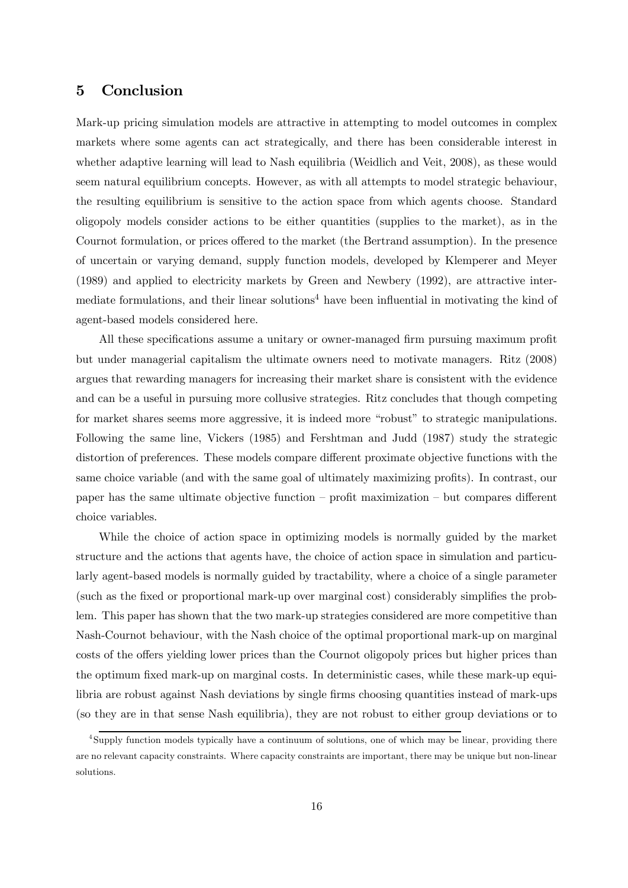## 5 Conclusion

Mark-up pricing simulation models are attractive in attempting to model outcomes in complex markets where some agents can act strategically, and there has been considerable interest in whether adaptive learning will lead to Nash equilibria (Weidlich and Veit, 2008), as these would seem natural equilibrium concepts. However, as with all attempts to model strategic behaviour, the resulting equilibrium is sensitive to the action space from which agents choose. Standard oligopoly models consider actions to be either quantities (supplies to the market), as in the Cournot formulation, or prices offered to the market (the Bertrand assumption). In the presence of uncertain or varying demand, supply function models, developed by Klemperer and Meyer (1989) and applied to electricity markets by Green and Newbery (1992), are attractive intermediate formulations, and their linear solutions[4] have been influential in motivating the kind of agent-based models considered here.

All these specifications assume a unitary or owner-managed firm pursuing maximum profit but under managerial capitalism the ultimate owners need to motivate managers. Ritz (2008) argues that rewarding managers for increasing their market share is consistent with the evidence and can be a useful in pursuing more collusive strategies. Ritz concludes that though competing for market shares seems more aggressive, it is indeed more "robust" to strategic manipulations. Following the same line, Vickers (1985) and Fershtman and Judd (1987) study the strategic distortion of preferences. These models compare different proximate objective functions with the same choice variable (and with the same goal of ultimately maximizing profits). In contrast, our paper has the same ultimate objective function – profit maximization – but compares different choice variables.

While the choice of action space in optimizing models is normally guided by the market structure and the actions that agents have, the choice of action space in simulation and particularly agent-based models is normally guided by tractability, where a choice of a single parameter (such as the fixed or proportional mark-up over marginal cost) considerably simplifies the problem. This paper has shown that the two mark-up strategies considered are more competitive than Nash-Cournot behaviour, with the Nash choice of the optimal proportional mark-up on marginal costs of the offers yielding lower prices than the Cournot oligopoly prices but higher prices than the optimum fixed mark-up on marginal costs. In deterministic cases, while these mark-up equilibria are robust against Nash deviations by single firms choosing quantities instead of mark-ups (so they are in that sense Nash equilibria), they are not robust to either group deviations or to

[4] Supply function models typically have a continuum of solutions, one of which may be linear, providing there are no relevant capacity constraints. Where capacity constraints are important, there may be unique but non-linear solutions.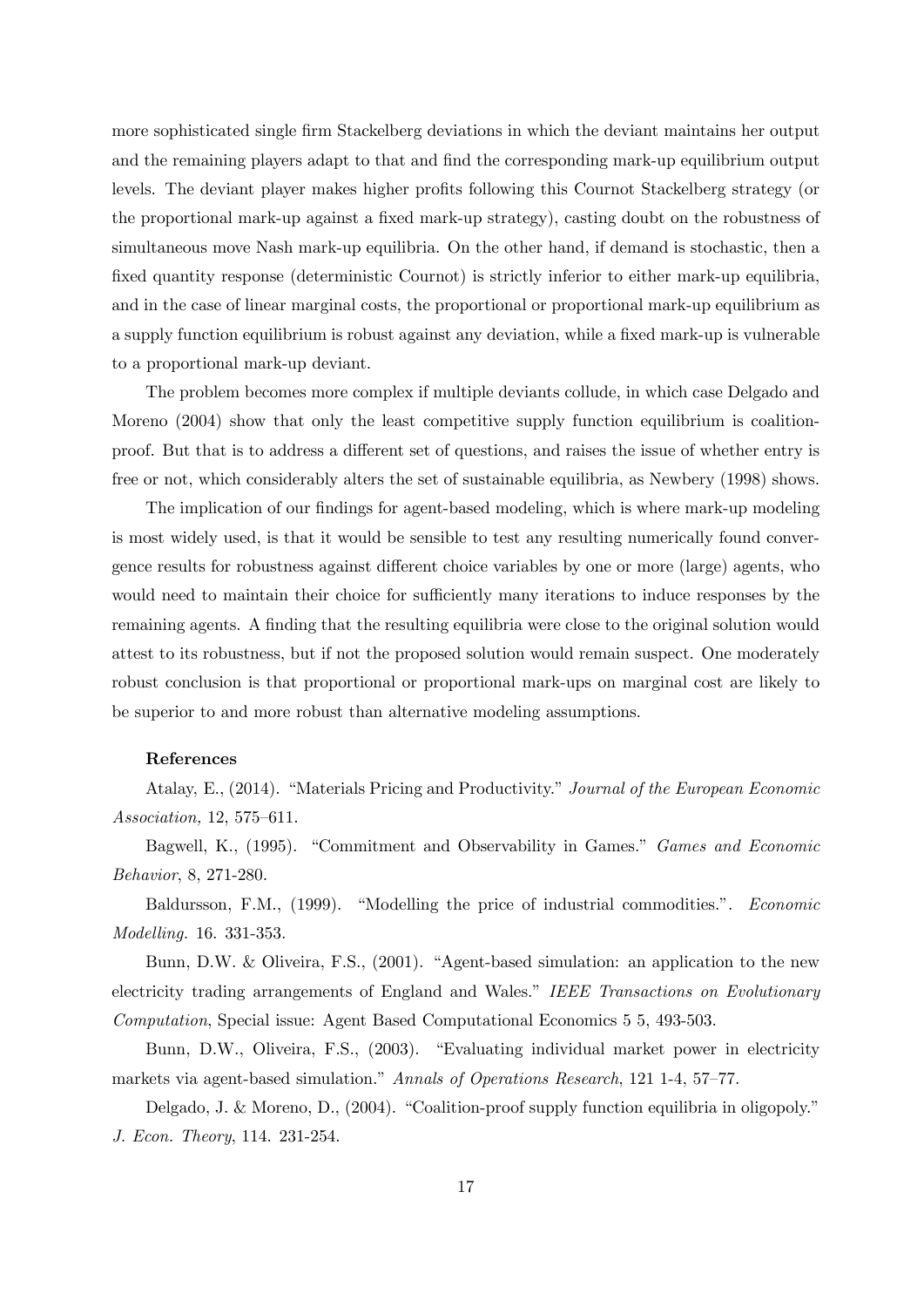more sophisticated single firm Stackelberg deviations in which the deviant maintains her output and the remaining players adapt to that and find the corresponding mark-up equilibrium output levels. The deviant player makes higher profits following this Cournot Stackelberg strategy (or the proportional mark-up against a fixed mark-up strategy), casting doubt on the robustness of simultaneous move Nash mark-up equilibria. On the other hand, if demand is stochastic, then a fixed quantity response (deterministic Cournot) is strictly inferior to either mark-up equilibria, and in the case of linear marginal costs, the proportional or proportional mark-up equilibrium as a supply function equilibrium is robust against any deviation, while a fixed mark-up is vulnerable to a proportional mark-up deviant.

The problem becomes more complex if multiple deviants collude, in which case Delgado and Moreno (2004) show that only the least competitive supply function equilibrium is coalition-proof. But that is to address a different set of questions, and raises the issue of whether entry is free or not, which considerably alters the set of sustainable equilibria, as Newbery (1998) shows.

The implication of our findings for agent-based modeling, which is where mark-up modeling is most widely used, is that it would be sensible to test any resulting numerically found convergence results for robustness against different choice variables by one or more (large) agents, who would need to maintain their choice for sufficiently many iterations to induce responses by the remaining agents. A finding that the resulting equilibria were close to the original solution would attest to its robustness, but if not the proposed solution would remain suspect. One moderately robust conclusion is that proportional or proportional mark-ups on marginal cost are likely to be superior to and more robust than alternative modeling assumptions.

**References**

Atalay, E., (2014). "Materials Pricing and Productivity." *Journal of the European Economic Association,* 12, 575–611.

Bagwell, K., (1995). "Commitment and Observability in Games." *Games and Economic Behavior*, 8, 271-280.

Baldursson, F.M., (1999). "Modelling the price of industrial commodities.". *Economic Modelling.* 16. 331-353.

Bunn, D.W. & Oliveira, F.S., (2001). "Agent-based simulation: an application to the new electricity trading arrangements of England and Wales." *IEEE Transactions on Evolutionary Computation*, Special issue: Agent Based Computational Economics 5 5, 493-503.

Bunn, D.W., Oliveira, F.S., (2003). "Evaluating individual market power in electricity markets via agent-based simulation." *Annals of Operations Research*, 121 1-4, 57–77.

Delgado, J. & Moreno, D., (2004). "Coalition-proof supply function equilibria in oligopoly." *J. Econ. Theory*, 114. 231-254.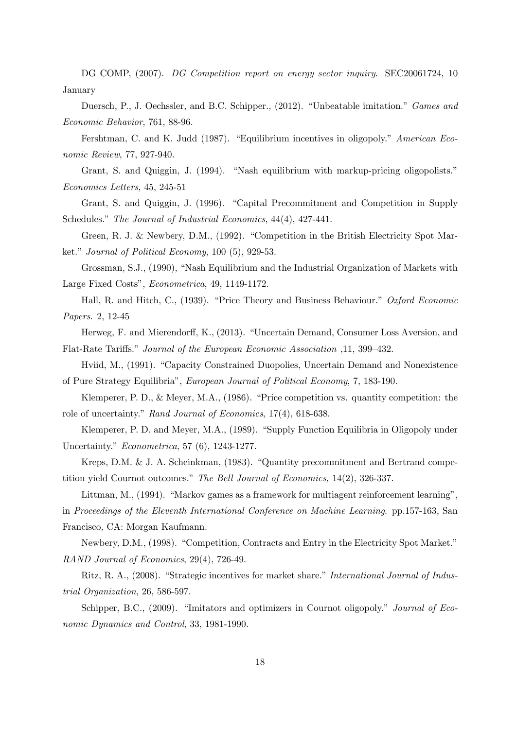DG COMP, (2007). *DG Competition report on energy sector inquiry*. SEC20061724, 10 January

Duersch, P., J. Oechssler, and B.C. Schipper., (2012). "Unbeatable imitation." *Games and Economic Behavior*, 761, 88-96.

Fershtman, C. and K. Judd (1987). "Equilibrium incentives in oligopoly." *American Economic Review*, 77, 927-940.

Grant, S. and Quiggin, J. (1994). "Nash equilibrium with markup-pricing oligopolists." *Economics Letters,* 45, 245-51

Grant, S. and Quiggin, J. (1996). "Capital Precommitment and Competition in Supply Schedules." *The Journal of Industrial Economics*, 44(4), 427-441.

Green, R. J. & Newbery, D.M., (1992). "Competition in the British Electricity Spot Market." *Journal of Political Economy*, 100 (5), 929-53.

Grossman, S.J., (1990), "Nash Equilibrium and the Industrial Organization of Markets with Large Fixed Costs", *Econometrica*, 49, 1149-1172.

Hall, R. and Hitch, C., (1939). "Price Theory and Business Behaviour." *Oxford Economic Papers*. 2, 12-45

Herweg, F. and Mierendorff, K., (2013). "Uncertain Demand, Consumer Loss Aversion, and Flat-Rate Tariffs." *Journal of the European Economic Association* ,11, 399–432.

Hviid, M., (1991). "Capacity Constrained Duopolies, Uncertain Demand and Nonexistence of Pure Strategy Equilibria", *European Journal of Political Economy*, 7, 183-190.

Klemperer, P. D., & Meyer, M.A., (1986). "Price competition vs. quantity competition: the role of uncertainty." *Rand Journal of Economics*, 17(4), 618-638.

Klemperer, P. D. and Meyer, M.A., (1989). "Supply Function Equilibria in Oligopoly under Uncertainty." *Econometrica*, 57 (6), 1243-1277.

Kreps, D.M. & J. A. Scheinkman, (1983). "Quantity precommitment and Bertrand competition yield Cournot outcomes." *The Bell Journal of Economics,* 14(2), 326-337.

Littman, M., (1994). "Markov games as a framework for multiagent reinforcement learning", in *Proceedings of the Eleventh International Conference on Machine Learning*. pp.157-163, San Francisco, CA: Morgan Kaufmann.

Newbery, D.M., (1998). "Competition, Contracts and Entry in the Electricity Spot Market." *RAND Journal of Economics*, 29(4), 726-49.

Ritz, R. A., (2008). "Strategic incentives for market share." *International Journal of Industrial Organization*, 26, 586-597.

Schipper, B.C., (2009). "Imitators and optimizers in Cournot oligopoly." *Journal of Economic Dynamics and Control*, 33, 1981-1990.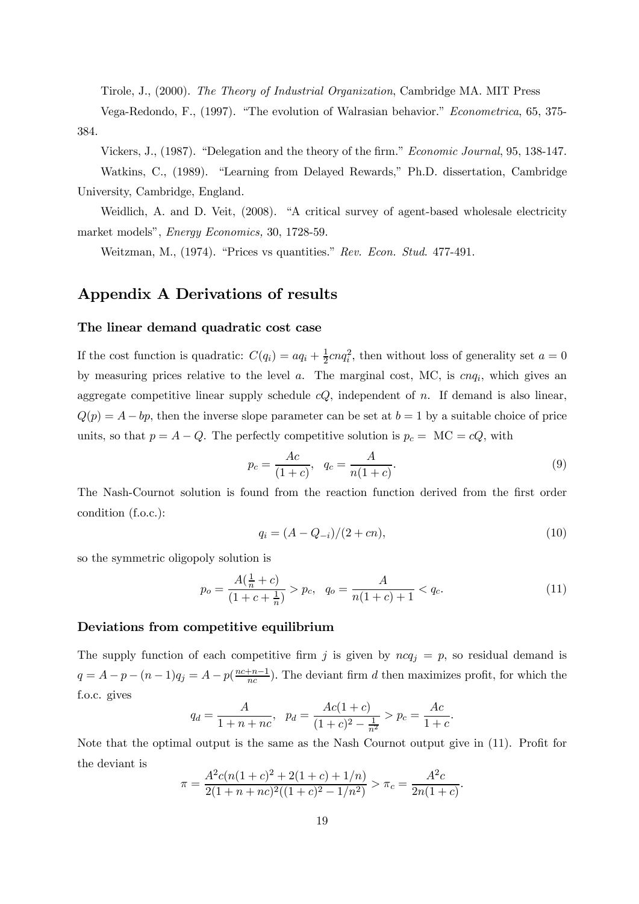Tirole, J., (2000). *The Theory of Industrial Organization*, Cambridge MA. MIT Press

Vega-Redondo, F., (1997). "The evolution of Walrasian behavior." *Econometrica*, 65, 375-384.

Vickers, J., (1987). "Delegation and the theory of the firm." *Economic Journal*, 95, 138-147.

Watkins, C., (1989). "Learning from Delayed Rewards," Ph.D. dissertation, Cambridge University, Cambridge, England.

Weidlich, A. and D. Veit, (2008). "A critical survey of agent-based wholesale electricity market models", *Energy Economics,* 30, 1728-59.

Weitzman, M., (1974). "Prices vs quantities." *Rev. Econ. Stud*. 477-491.

## Appendix A Derivations of results

### The linear demand quadratic cost case

If the cost function is quadratic: $C(q_i) = aq_i + \frac{1}{2}cnq_i^2$, then without loss of generality set $a = 0$ by measuring prices relative to the level $a$. The marginal cost, MC, is $cnq_i$, which gives an aggregate competitive linear supply schedule $cQ$, independent of $n$. If demand is also linear, $Q(p) = A - bp$, then the inverse slope parameter can be set at $b = 1$ by a suitable choice of price units, so that $p = A - Q$. The perfectly competitive solution is $p_c =$ MC $= cQ$, with

$$p_c = \frac{Ac}{(1+c)}, \quad q_c = \frac{A}{n(1+c)}. \tag{9}$$

The Nash-Cournot solution is found from the reaction function derived from the first order condition (f.o.c.):

$$q_i = (A - Q_{-i})/(2 + cn), \tag{10}$$

so the symmetric oligopoly solution is

$$p_o = \frac{A(\frac{1}{n} + c)}{(1 + c + \frac{1}{n})} > p_c, \quad q_o = \frac{A}{n(1+c)+1} < q_c. \tag{11}$$

### Deviations from competitive equilibrium

The supply function of each competitive firm $j$ is given by $ncq_j = p$, so residual demand is $q = A - p - (n-1)q_j = A - p(\frac{nc+n-1}{nc})$. The deviant firm $d$ then maximizes profit, for which the f.o.c. gives

$$q_d = \frac{A}{1 + n + nc}, \quad p_d = \frac{Ac(1+c)}{(1+c)^2 - \frac{1}{n^2}} > p_c = \frac{Ac}{1+c}.$$

Note that the optimal output is the same as the Nash Cournot output give in (11). Profit for the deviant is

$$\pi = \frac{A^2c(n(1+c)^2 + 2(1+c) + 1/n)}{2(1+n+nc)^2((1+c)^2 - 1/n^2)} > \pi_c = \frac{A^2c}{2n(1+c)}.$$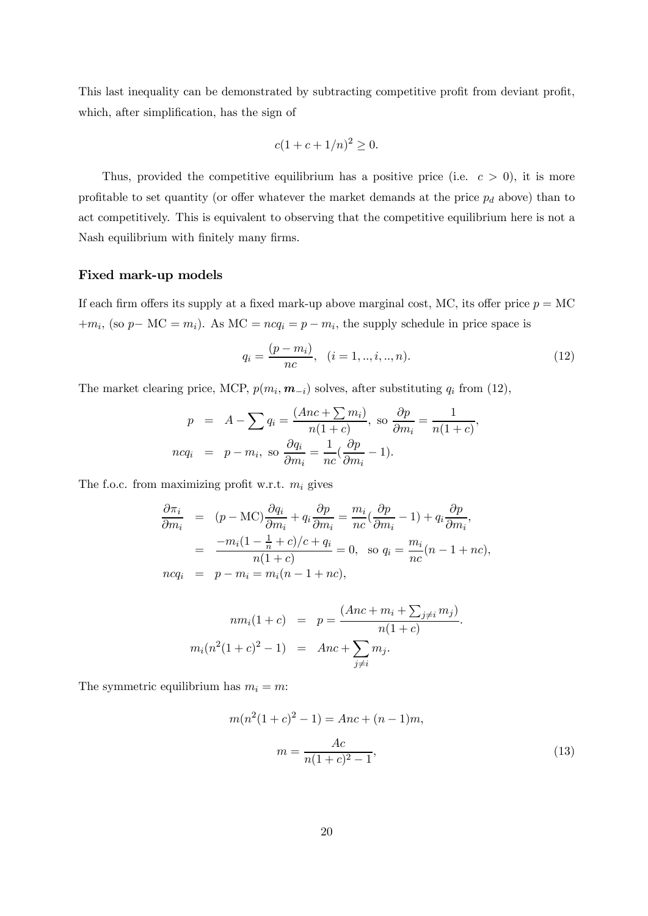This last inequality can be demonstrated by subtracting competitive profit from deviant profit, which, after simplification, has the sign of

$$c(1 + c + 1/n)^2 \geq 0.$$

Thus, provided the competitive equilibrium has a positive price (i.e. $c > 0$), it is more profitable to set quantity (or offer whatever the market demands at the price $p_d$ above) than to act competitively. This is equivalent to observing that the competitive equilibrium here is not a Nash equilibrium with finitely many firms.

### Fixed mark-up models

If each firm offers its supply at a fixed mark-up above marginal cost, MC, its offer price $p =$ MC $+ m_i$, (so $p-$ MC $= m_i$). As MC $= ncq_i = p - m_i$, the supply schedule in price space is

$$q_i = \frac{(p - m_i)}{nc}, \quad (i = 1, .., i, .., n). \tag{12}$$

The market clearing price, MCP, $p(m_i, \boldsymbol{m}_{-i})$ solves, after substituting $q_i$ from (12),

$$\begin{aligned} p &= A - \sum q_i = \frac{(Anc + \sum m_i)}{n(1 + c)}, \text{ so } \frac{\partial p}{\partial m_i} = \frac{1}{n(1 + c)}, \\ ncq_i &= p - m_i, \text{ so } \frac{\partial q_i}{\partial m_i} = \frac{1}{nc}\left(\frac{\partial p}{\partial m_i} - 1\right). \end{aligned}$$

The f.o.c. from maximizing profit w.r.t. $m_i$ gives

$$\begin{aligned} \frac{\partial \pi_i}{\partial m_i} &= (p - \text{MC})\frac{\partial q_i}{\partial m_i} + q_i \frac{\partial p}{\partial m_i} = \frac{m_i}{nc}\left(\frac{\partial p}{\partial m_i} - 1\right) + q_i \frac{\partial p}{\partial m_i}, \\ &= \frac{-m_i(1 - \frac{1}{n} + c)/c + q_i}{n(1 + c)} = 0, \quad \text{so } q_i = \frac{m_i}{nc}(n - 1 + nc), \\ ncq_i &= p - m_i = m_i(n - 1 + nc), \end{aligned}$$

$$\begin{aligned} nm_i(1 + c) &= p = \frac{(Anc + m_i + \sum_{j \neq i} m_j)}{n(1 + c)}. \\ m_i(n^2(1 + c)^2 - 1) &= Anc + \sum_{j \neq i} m_j. \end{aligned}$$

The symmetric equilibrium has $m_i = m$:

$$m(n^2(1 + c)^2 - 1) = Anc + (n - 1)m,$$

$$m = \frac{Ac}{n(1 + c)^2 - 1}, \tag{13}$$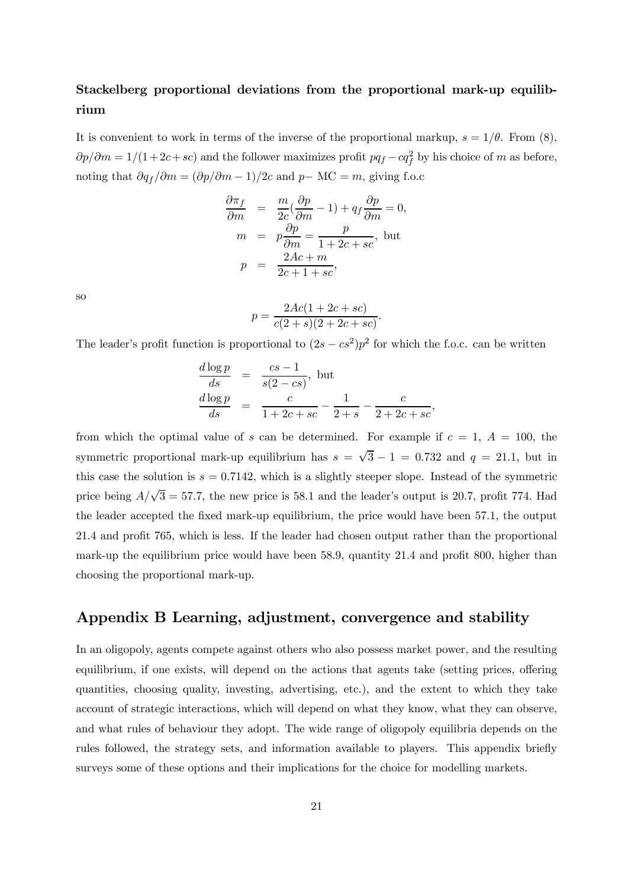### Stackelberg proportional deviations from the proportional mark-up equilibrium

It is convenient to work in terms of the inverse of the proportional markup, $s = 1/\theta$. From (8), $\partial p/\partial m = 1/(1+2c+sc)$ and the follower maximizes profit $pq_f - cq_f^2$ by his choice of $m$ as before, noting that $\partial q_f/\partial m = (\partial p/\partial m - 1)/2c$ and $p-$ MC $= m$, giving f.o.c

$$
\begin{aligned}
\frac{\partial \pi_f}{\partial m} &= \frac{m}{2c}\left(\frac{\partial p}{\partial m} - 1\right) + q_f \frac{\partial p}{\partial m} = 0, \\
m &= p\frac{\partial p}{\partial m} = \frac{p}{1+2c+sc}, \text{ but} \\
p &= \frac{2Ac + m}{2c+1+sc},
\end{aligned}
$$

so

$$
p = \frac{2Ac(1+2c+sc)}{c(2+s)(2+2c+sc)}.
$$

The leader's profit function is proportional to $(2s - cs^2)p^2$ for which the f.o.c. can be written

$$
\begin{aligned}
\frac{d \log p}{ds} &= \frac{cs - 1}{s(2-cs)}, \text{ but} \\
\frac{d \log p}{ds} &= \frac{c}{1+2c+sc} - \frac{1}{2+s} - \frac{c}{2+2c+sc},
\end{aligned}
$$

from which the optimal value of $s$ can be determined. For example if $c = 1$, $A = 100$, the symmetric proportional mark-up equilibrium has $s = \sqrt{3} - 1 = 0.732$ and $q = 21.1$, but in this case the solution is $s = 0.7142$, which is a slightly steeper slope. Instead of the symmetric price being $A/\sqrt{3} = 57.7$, the new price is 58.1 and the leader's output is 20.7, profit 774. Had the leader accepted the fixed mark-up equilibrium, the price would have been 57.1, the output 21.4 and profit 765, which is less. If the leader had chosen output rather than the proportional mark-up the equilibrium price would have been 58.9, quantity 21.4 and profit 800, higher than choosing the proportional mark-up.

## Appendix B Learning, adjustment, convergence and stability

In an oligopoly, agents compete against others who also possess market power, and the resulting equilibrium, if one exists, will depend on the actions that agents take (setting prices, offering quantities, choosing quality, investing, advertising, etc.), and the extent to which they take account of strategic interactions, which will depend on what they know, what they can observe, and what rules of behaviour they adopt. The wide range of oligopoly equilibria depends on the rules followed, the strategy sets, and information available to players. This appendix briefly surveys some of these options and their implications for the choice for modelling markets.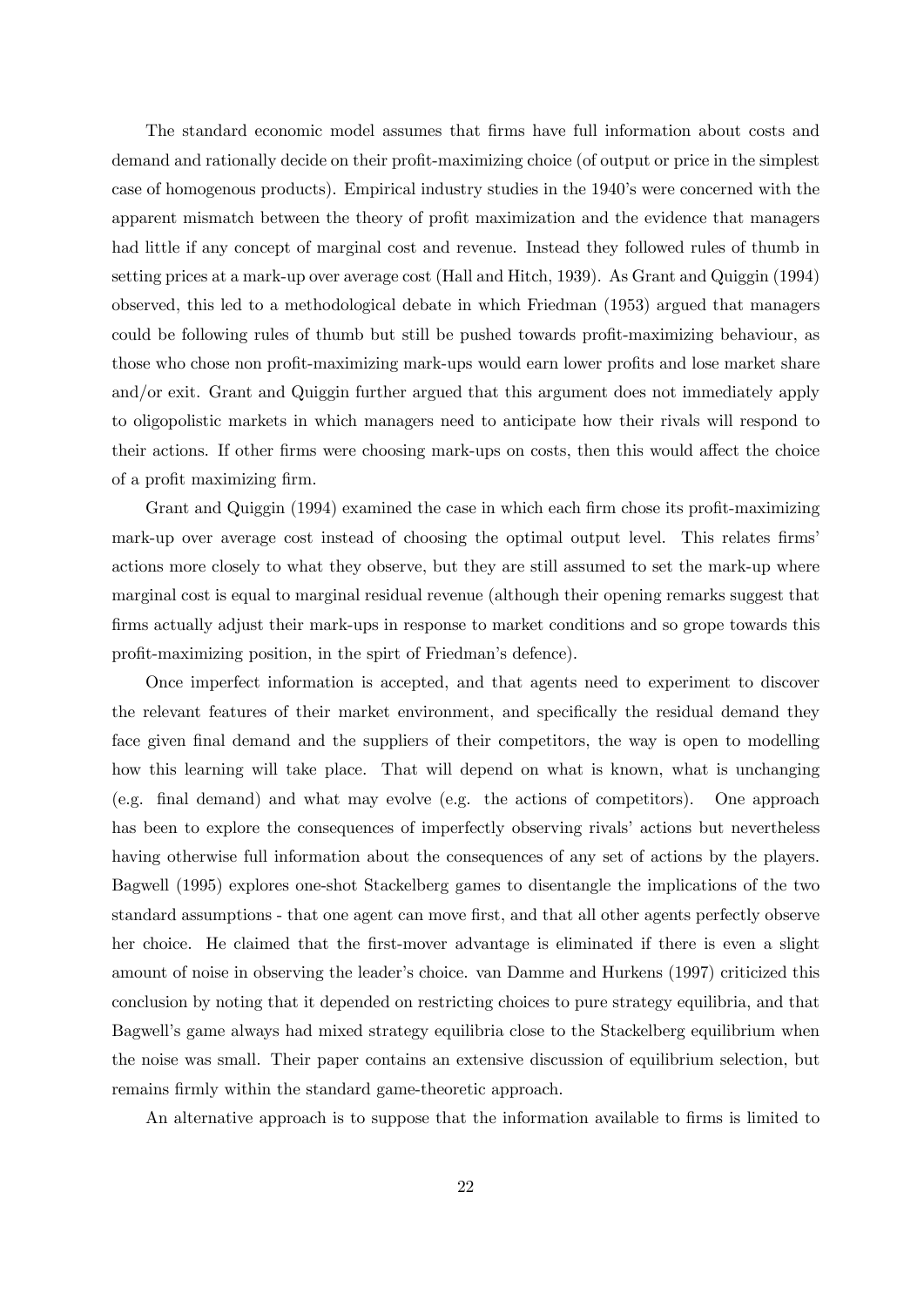The standard economic model assumes that firms have full information about costs and demand and rationally decide on their profit-maximizing choice (of output or price in the simplest case of homogenous products). Empirical industry studies in the 1940's were concerned with the apparent mismatch between the theory of profit maximization and the evidence that managers had little if any concept of marginal cost and revenue. Instead they followed rules of thumb in setting prices at a mark-up over average cost (Hall and Hitch, 1939). As Grant and Quiggin (1994) observed, this led to a methodological debate in which Friedman (1953) argued that managers could be following rules of thumb but still be pushed towards profit-maximizing behaviour, as those who chose non profit-maximizing mark-ups would earn lower profits and lose market share and/or exit. Grant and Quiggin further argued that this argument does not immediately apply to oligopolistic markets in which managers need to anticipate how their rivals will respond to their actions. If other firms were choosing mark-ups on costs, then this would affect the choice of a profit maximizing firm.

Grant and Quiggin (1994) examined the case in which each firm chose its profit-maximizing mark-up over average cost instead of choosing the optimal output level. This relates firms' actions more closely to what they observe, but they are still assumed to set the mark-up where marginal cost is equal to marginal residual revenue (although their opening remarks suggest that firms actually adjust their mark-ups in response to market conditions and so grope towards this profit-maximizing position, in the spirt of Friedman's defence).

Once imperfect information is accepted, and that agents need to experiment to discover the relevant features of their market environment, and specifically the residual demand they face given final demand and the suppliers of their competitors, the way is open to modelling how this learning will take place. That will depend on what is known, what is unchanging (e.g. final demand) and what may evolve (e.g. the actions of competitors). One approach has been to explore the consequences of imperfectly observing rivals' actions but nevertheless having otherwise full information about the consequences of any set of actions by the players. Bagwell (1995) explores one-shot Stackelberg games to disentangle the implications of the two standard assumptions - that one agent can move first, and that all other agents perfectly observe her choice. He claimed that the first-mover advantage is eliminated if there is even a slight amount of noise in observing the leader's choice. van Damme and Hurkens (1997) criticized this conclusion by noting that it depended on restricting choices to pure strategy equilibria, and that Bagwell's game always had mixed strategy equilibria close to the Stackelberg equilibrium when the noise was small. Their paper contains an extensive discussion of equilibrium selection, but remains firmly within the standard game-theoretic approach.

An alternative approach is to suppose that the information available to firms is limited to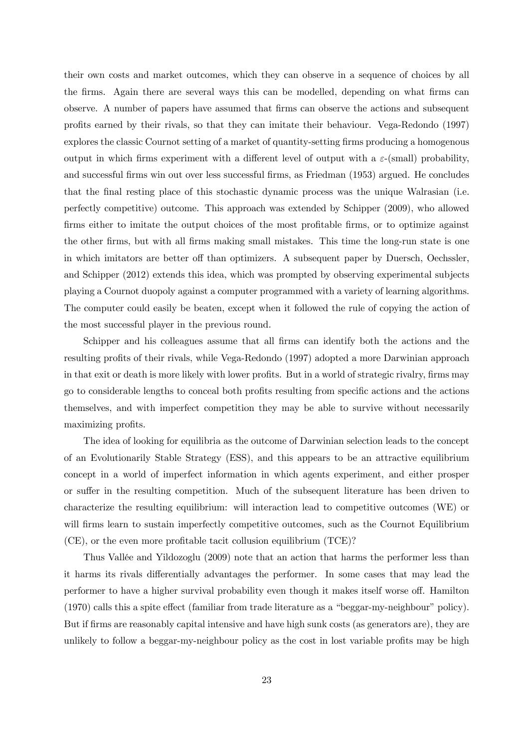their own costs and market outcomes, which they can observe in a sequence of choices by all the firms. Again there are several ways this can be modelled, depending on what firms can observe. A number of papers have assumed that firms can observe the actions and subsequent profits earned by their rivals, so that they can imitate their behaviour. Vega-Redondo (1997) explores the classic Cournot setting of a market of quantity-setting firms producing a homogenous output in which firms experiment with a different level of output with a $\varepsilon$-(small) probability, and successful firms win out over less successful firms, as Friedman (1953) argued. He concludes that the final resting place of this stochastic dynamic process was the unique Walrasian (i.e. perfectly competitive) outcome. This approach was extended by Schipper (2009), who allowed firms either to imitate the output choices of the most profitable firms, or to optimize against the other firms, but with all firms making small mistakes. This time the long-run state is one in which imitators are better off than optimizers. A subsequent paper by Duersch, Oechssler, and Schipper (2012) extends this idea, which was prompted by observing experimental subjects playing a Cournot duopoly against a computer programmed with a variety of learning algorithms. The computer could easily be beaten, except when it followed the rule of copying the action of the most successful player in the previous round.

Schipper and his colleagues assume that all firms can identify both the actions and the resulting profits of their rivals, while Vega-Redondo (1997) adopted a more Darwinian approach in that exit or death is more likely with lower profits. But in a world of strategic rivalry, firms may go to considerable lengths to conceal both profits resulting from specific actions and the actions themselves, and with imperfect competition they may be able to survive without necessarily maximizing profits.

The idea of looking for equilibria as the outcome of Darwinian selection leads to the concept of an Evolutionarily Stable Strategy (ESS), and this appears to be an attractive equilibrium concept in a world of imperfect information in which agents experiment, and either prosper or suffer in the resulting competition. Much of the subsequent literature has been driven to characterize the resulting equilibrium: will interaction lead to competitive outcomes (WE) or will firms learn to sustain imperfectly competitive outcomes, such as the Cournot Equilibrium (CE), or the even more profitable tacit collusion equilibrium (TCE)?

Thus Vallée and Yildozoglu (2009) note that an action that harms the performer less than it harms its rivals differentially advantages the performer. In some cases that may lead the performer to have a higher survival probability even though it makes itself worse off. Hamilton (1970) calls this a spite effect (familiar from trade literature as a "beggar-my-neighbour" policy). But if firms are reasonably capital intensive and have high sunk costs (as generators are), they are unlikely to follow a beggar-my-neighbour policy as the cost in lost variable profits may be high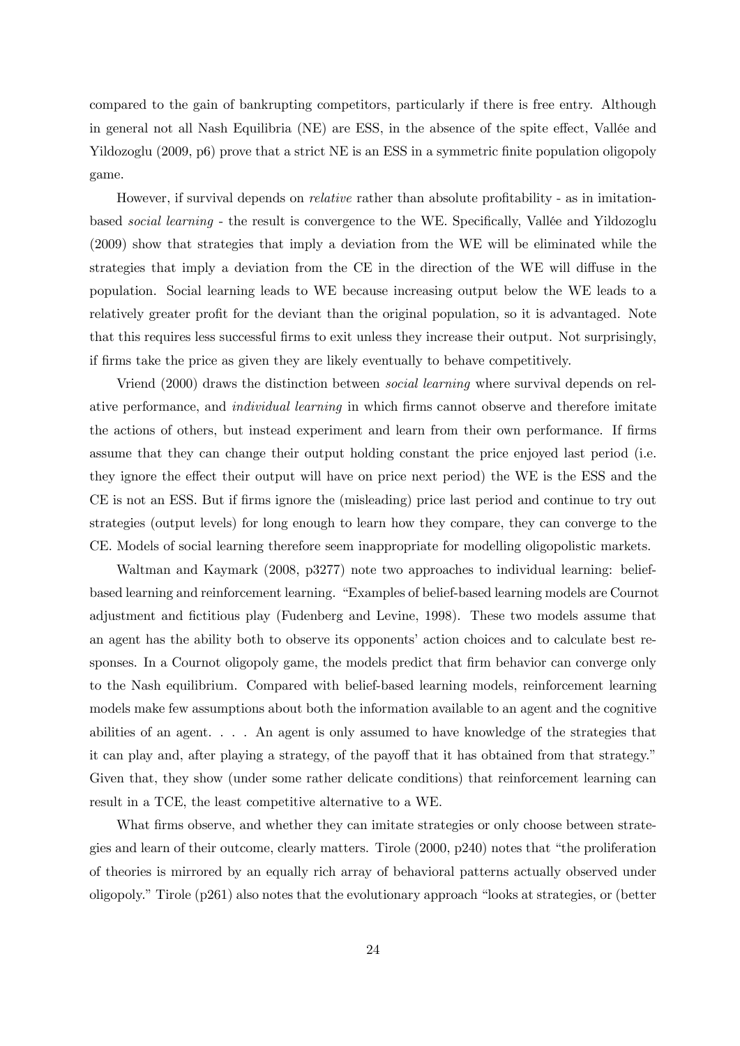compared to the gain of bankrupting competitors, particularly if there is free entry. Although in general not all Nash Equilibria (NE) are ESS, in the absence of the spite effect, Vallée and Yildozoglu (2009, p6) prove that a strict NE is an ESS in a symmetric finite population oligopoly game.

However, if survival depends on *relative* rather than absolute profitability - as in imitation-based *social learning* - the result is convergence to the WE. Specifically, Vallée and Yildozoglu (2009) show that strategies that imply a deviation from the WE will be eliminated while the strategies that imply a deviation from the CE in the direction of the WE will diffuse in the population. Social learning leads to WE because increasing output below the WE leads to a relatively greater profit for the deviant than the original population, so it is advantaged. Note that this requires less successful firms to exit unless they increase their output. Not surprisingly, if firms take the price as given they are likely eventually to behave competitively.

Vriend (2000) draws the distinction between *social learning* where survival depends on relative performance, and *individual learning* in which firms cannot observe and therefore imitate the actions of others, but instead experiment and learn from their own performance. If firms assume that they can change their output holding constant the price enjoyed last period (i.e. they ignore the effect their output will have on price next period) the WE is the ESS and the CE is not an ESS. But if firms ignore the (misleading) price last period and continue to try out strategies (output levels) for long enough to learn how they compare, they can converge to the CE. Models of social learning therefore seem inappropriate for modelling oligopolistic markets.

Waltman and Kaymark (2008, p3277) note two approaches to individual learning: belief-based learning and reinforcement learning. "Examples of belief-based learning models are Cournot adjustment and fictitious play (Fudenberg and Levine, 1998). These two models assume that an agent has the ability both to observe its opponents' action choices and to calculate best responses. In a Cournot oligopoly game, the models predict that firm behavior can converge only to the Nash equilibrium. Compared with belief-based learning models, reinforcement learning models make few assumptions about both the information available to an agent and the cognitive abilities of an agent. . . . An agent is only assumed to have knowledge of the strategies that it can play and, after playing a strategy, of the payoff that it has obtained from that strategy." Given that, they show (under some rather delicate conditions) that reinforcement learning can result in a TCE, the least competitive alternative to a WE.

What firms observe, and whether they can imitate strategies or only choose between strategies and learn of their outcome, clearly matters. Tirole (2000, p240) notes that "the proliferation of theories is mirrored by an equally rich array of behavioral patterns actually observed under oligopoly." Tirole (p261) also notes that the evolutionary approach "looks at strategies, or (better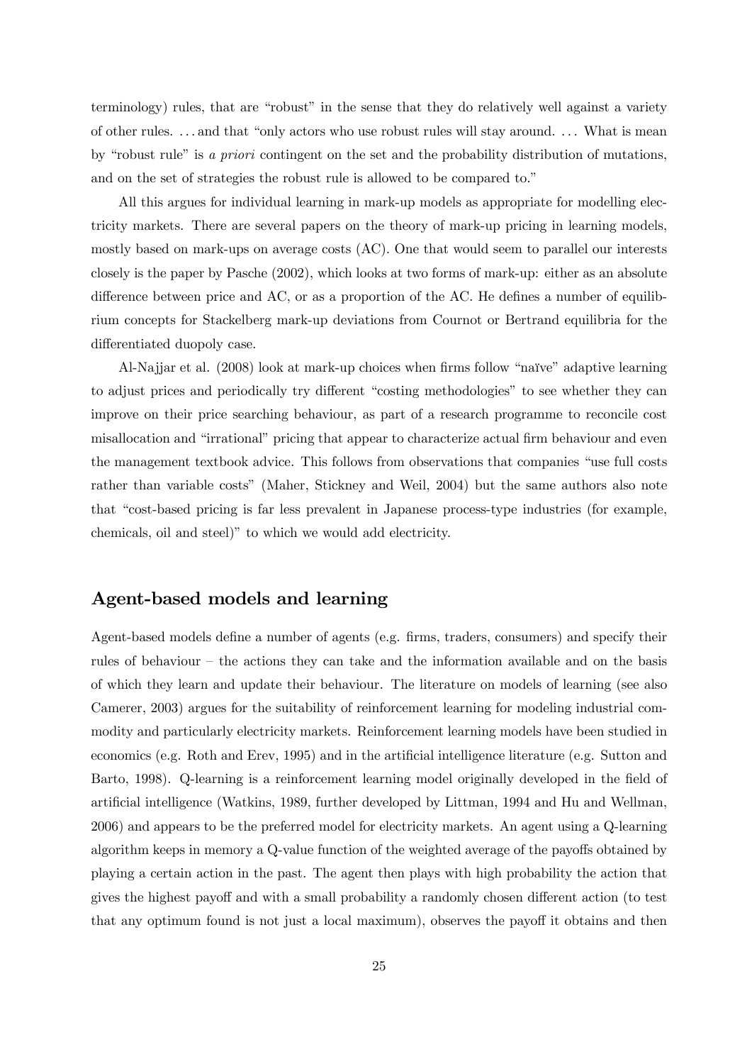terminology) rules, that are "robust" in the sense that they do relatively well against a variety of other rules. . . . and that "only actors who use robust rules will stay around. . . . What is mean by "robust rule" is *a priori* contingent on the set and the probability distribution of mutations, and on the set of strategies the robust rule is allowed to be compared to."

All this argues for individual learning in mark-up models as appropriate for modelling electricity markets. There are several papers on the theory of mark-up pricing in learning models, mostly based on mark-ups on average costs (AC). One that would seem to parallel our interests closely is the paper by Pasche (2002), which looks at two forms of mark-up: either as an absolute difference between price and AC, or as a proportion of the AC. He defines a number of equilibrium concepts for Stackelberg mark-up deviations from Cournot or Bertrand equilibria for the differentiated duopoly case.

Al-Najjar et al. (2008) look at mark-up choices when firms follow "naïve" adaptive learning to adjust prices and periodically try different "costing methodologies" to see whether they can improve on their price searching behaviour, as part of a research programme to reconcile cost misallocation and "irrational" pricing that appear to characterize actual firm behaviour and even the management textbook advice. This follows from observations that companies "use full costs rather than variable costs" (Maher, Stickney and Weil, 2004) but the same authors also note that "cost-based pricing is far less prevalent in Japanese process-type industries (for example, chemicals, oil and steel)" to which we would add electricity.

## Agent-based models and learning

Agent-based models define a number of agents (e.g. firms, traders, consumers) and specify their rules of behaviour – the actions they can take and the information available and on the basis of which they learn and update their behaviour. The literature on models of learning (see also Camerer, 2003) argues for the suitability of reinforcement learning for modeling industrial commodity and particularly electricity markets. Reinforcement learning models have been studied in economics (e.g. Roth and Erev, 1995) and in the artificial intelligence literature (e.g. Sutton and Barto, 1998). Q-learning is a reinforcement learning model originally developed in the field of artificial intelligence (Watkins, 1989, further developed by Littman, 1994 and Hu and Wellman, 2006) and appears to be the preferred model for electricity markets. An agent using a Q-learning algorithm keeps in memory a Q-value function of the weighted average of the payoffs obtained by playing a certain action in the past. The agent then plays with high probability the action that gives the highest payoff and with a small probability a randomly chosen different action (to test that any optimum found is not just a local maximum), observes the payoff it obtains and then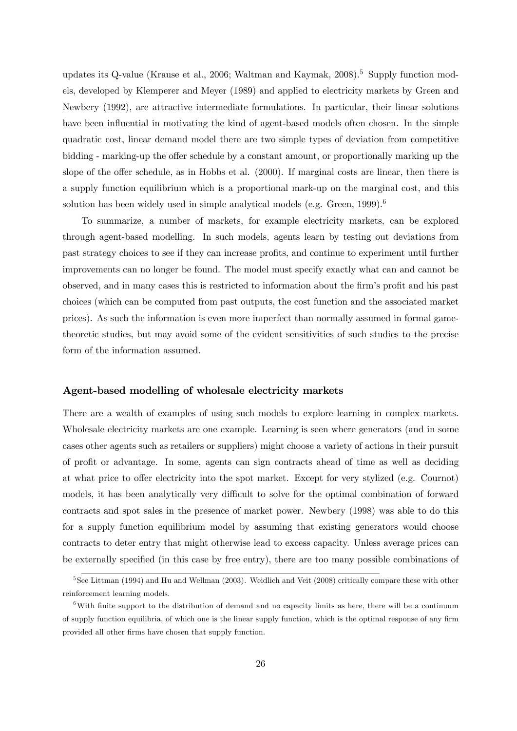updates its Q-value (Krause et al., 2006; Waltman and Kaymak, 2008).[5] Supply function models, developed by Klemperer and Meyer (1989) and applied to electricity markets by Green and Newbery (1992), are attractive intermediate formulations. In particular, their linear solutions have been influential in motivating the kind of agent-based models often chosen. In the simple quadratic cost, linear demand model there are two simple types of deviation from competitive bidding - marking-up the offer schedule by a constant amount, or proportionally marking up the slope of the offer schedule, as in Hobbs et al. (2000). If marginal costs are linear, then there is a supply function equilibrium which is a proportional mark-up on the marginal cost, and this solution has been widely used in simple analytical models (e.g. Green, 1999).[6]

To summarize, a number of markets, for example electricity markets, can be explored through agent-based modelling. In such models, agents learn by testing out deviations from past strategy choices to see if they can increase profits, and continue to experiment until further improvements can no longer be found. The model must specify exactly what can and cannot be observed, and in many cases this is restricted to information about the firm's profit and his past choices (which can be computed from past outputs, the cost function and the associated market prices). As such the information is even more imperfect than normally assumed in formal game-theoretic studies, but may avoid some of the evident sensitivities of such studies to the precise form of the information assumed.

### Agent-based modelling of wholesale electricity markets

There are a wealth of examples of using such models to explore learning in complex markets. Wholesale electricity markets are one example. Learning is seen where generators (and in some cases other agents such as retailers or suppliers) might choose a variety of actions in their pursuit of profit or advantage. In some, agents can sign contracts ahead of time as well as deciding at what price to offer electricity into the spot market. Except for very stylized (e.g. Cournot) models, it has been analytically very difficult to solve for the optimal combination of forward contracts and spot sales in the presence of market power. Newbery (1998) was able to do this for a supply function equilibrium model by assuming that existing generators would choose contracts to deter entry that might otherwise lead to excess capacity. Unless average prices can be externally specified (in this case by free entry), there are too many possible combinations of

[5] See Littman (1994) and Hu and Wellman (2003). Weidlich and Veit (2008) critically compare these with other reinforcement learning models.

[6] With finite support to the distribution of demand and no capacity limits as here, there will be a continuum of supply function equilibria, of which one is the linear supply function, which is the optimal response of any firm provided all other firms have chosen that supply function.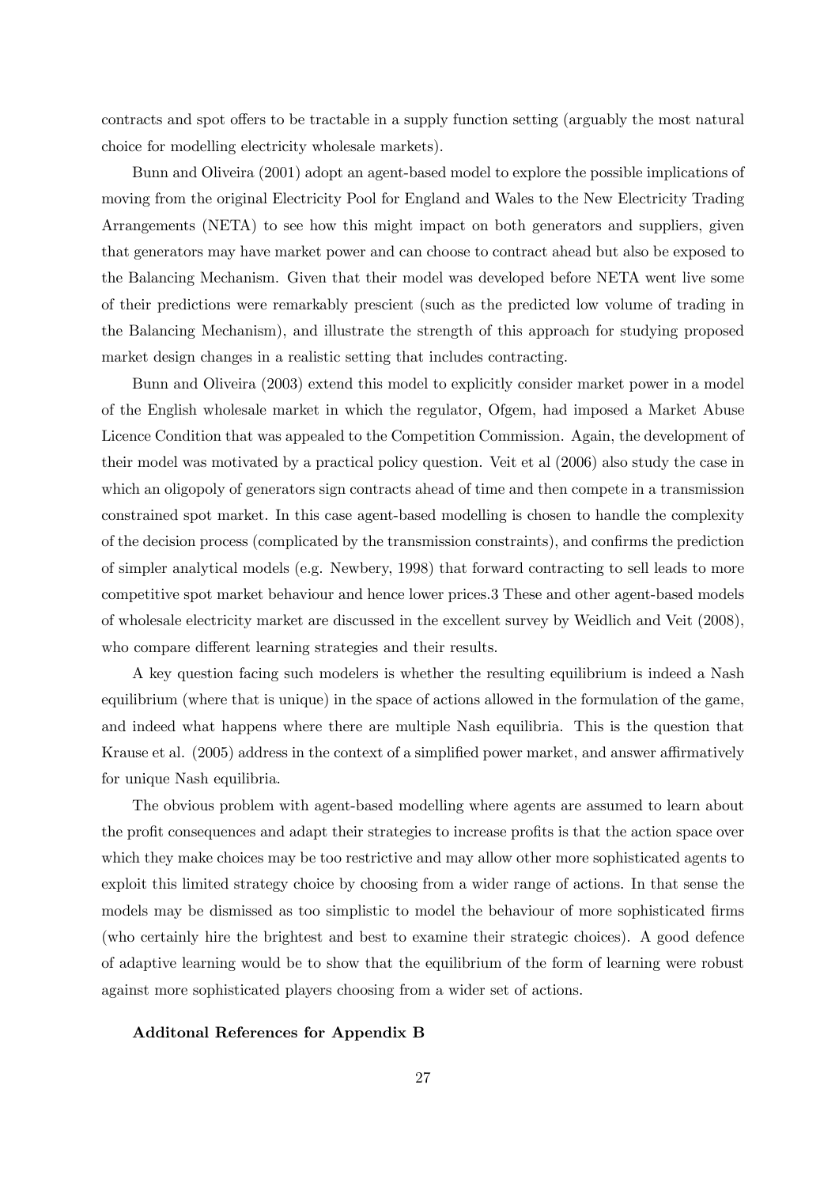contracts and spot offers to be tractable in a supply function setting (arguably the most natural choice for modelling electricity wholesale markets).

Bunn and Oliveira (2001) adopt an agent-based model to explore the possible implications of moving from the original Electricity Pool for England and Wales to the New Electricity Trading Arrangements (NETA) to see how this might impact on both generators and suppliers, given that generators may have market power and can choose to contract ahead but also be exposed to the Balancing Mechanism. Given that their model was developed before NETA went live some of their predictions were remarkably prescient (such as the predicted low volume of trading in the Balancing Mechanism), and illustrate the strength of this approach for studying proposed market design changes in a realistic setting that includes contracting.

Bunn and Oliveira (2003) extend this model to explicitly consider market power in a model of the English wholesale market in which the regulator, Ofgem, had imposed a Market Abuse Licence Condition that was appealed to the Competition Commission. Again, the development of their model was motivated by a practical policy question. Veit et al (2006) also study the case in which an oligopoly of generators sign contracts ahead of time and then compete in a transmission constrained spot market. In this case agent-based modelling is chosen to handle the complexity of the decision process (complicated by the transmission constraints), and confirms the prediction of simpler analytical models (e.g. Newbery, 1998) that forward contracting to sell leads to more competitive spot market behaviour and hence lower prices.3 These and other agent-based models of wholesale electricity market are discussed in the excellent survey by Weidlich and Veit (2008), who compare different learning strategies and their results.

A key question facing such modelers is whether the resulting equilibrium is indeed a Nash equilibrium (where that is unique) in the space of actions allowed in the formulation of the game, and indeed what happens where there are multiple Nash equilibria. This is the question that Krause et al. (2005) address in the context of a simplified power market, and answer affirmatively for unique Nash equilibria.

The obvious problem with agent-based modelling where agents are assumed to learn about the profit consequences and adapt their strategies to increase profits is that the action space over which they make choices may be too restrictive and may allow other more sophisticated agents to exploit this limited strategy choice by choosing from a wider range of actions. In that sense the models may be dismissed as too simplistic to model the behaviour of more sophisticated firms (who certainly hire the brightest and best to examine their strategic choices). A good defence of adaptive learning would be to show that the equilibrium of the form of learning were robust against more sophisticated players choosing from a wider set of actions.

**Additonal References for Appendix B**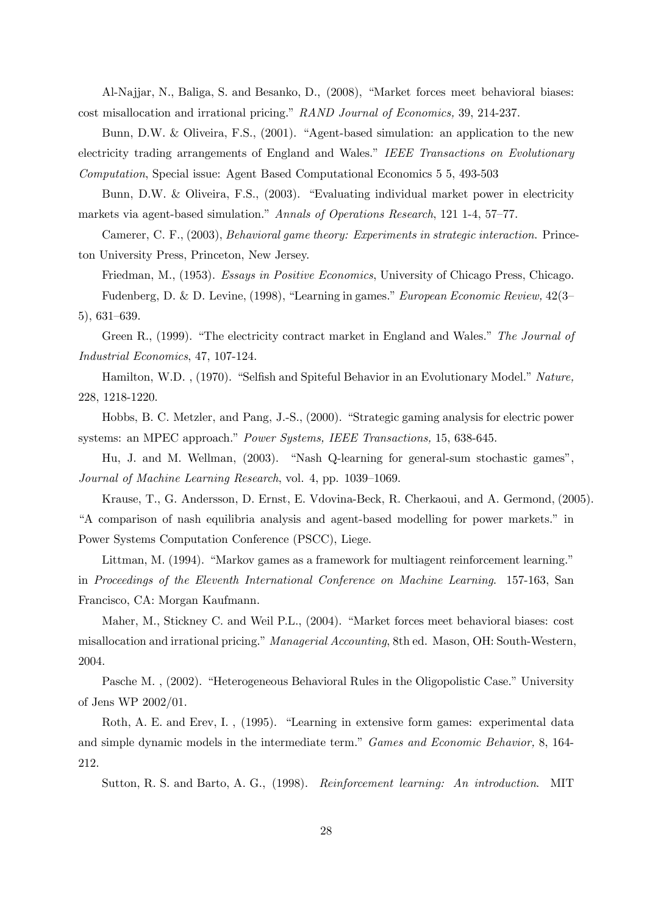Al-Najjar, N., Baliga, S. and Besanko, D., (2008), "Market forces meet behavioral biases: cost misallocation and irrational pricing." *RAND Journal of Economics,* 39, 214-237.

Bunn, D.W. & Oliveira, F.S., (2001). "Agent-based simulation: an application to the new electricity trading arrangements of England and Wales." *IEEE Transactions on Evolutionary Computation*, Special issue: Agent Based Computational Economics 5 5, 493-503

Bunn, D.W. & Oliveira, F.S., (2003). "Evaluating individual market power in electricity markets via agent-based simulation." *Annals of Operations Research*, 121 1-4, 57–77.

Camerer, C. F., (2003), *Behavioral game theory: Experiments in strategic interaction.* Princeton University Press, Princeton, New Jersey.

Friedman, M., (1953). *Essays in Positive Economics*, University of Chicago Press, Chicago.

Fudenberg, D. & D. Levine, (1998), "Learning in games." *European Economic Review,* 42(3–5), 631–639.

Green R., (1999). "The electricity contract market in England and Wales." *The Journal of Industrial Economics*, 47, 107-124.

Hamilton, W.D. , (1970). "Selfish and Spiteful Behavior in an Evolutionary Model." *Nature,* 228, 1218-1220.

Hobbs, B. C. Metzler, and Pang, J.-S., (2000). "Strategic gaming analysis for electric power systems: an MPEC approach." *Power Systems, IEEE Transactions,* 15, 638-645.

Hu, J. and M. Wellman, (2003). "Nash Q-learning for general-sum stochastic games", *Journal of Machine Learning Research*, vol. 4, pp. 1039–1069.

Krause, T., G. Andersson, D. Ernst, E. Vdovina-Beck, R. Cherkaoui, and A. Germond, (2005). "A comparison of nash equilibria analysis and agent-based modelling for power markets." in Power Systems Computation Conference (PSCC), Liege.

Littman, M. (1994). "Markov games as a framework for multiagent reinforcement learning." in *Proceedings of the Eleventh International Conference on Machine Learning*. 157-163, San Francisco, CA: Morgan Kaufmann.

Maher, M., Stickney C. and Weil P.L., (2004). "Market forces meet behavioral biases: cost misallocation and irrational pricing." *Managerial Accounting*, 8th ed. Mason, OH: South-Western, 2004.

Pasche M. , (2002). "Heterogeneous Behavioral Rules in the Oligopolistic Case." University of Jens WP 2002/01.

Roth, A. E. and Erev, I. , (1995). "Learning in extensive form games: experimental data and simple dynamic models in the intermediate term." *Games and Economic Behavior,* 8, 164-212.

Sutton, R. S. and Barto, A. G., (1998). *Reinforcement learning: An introduction*. MIT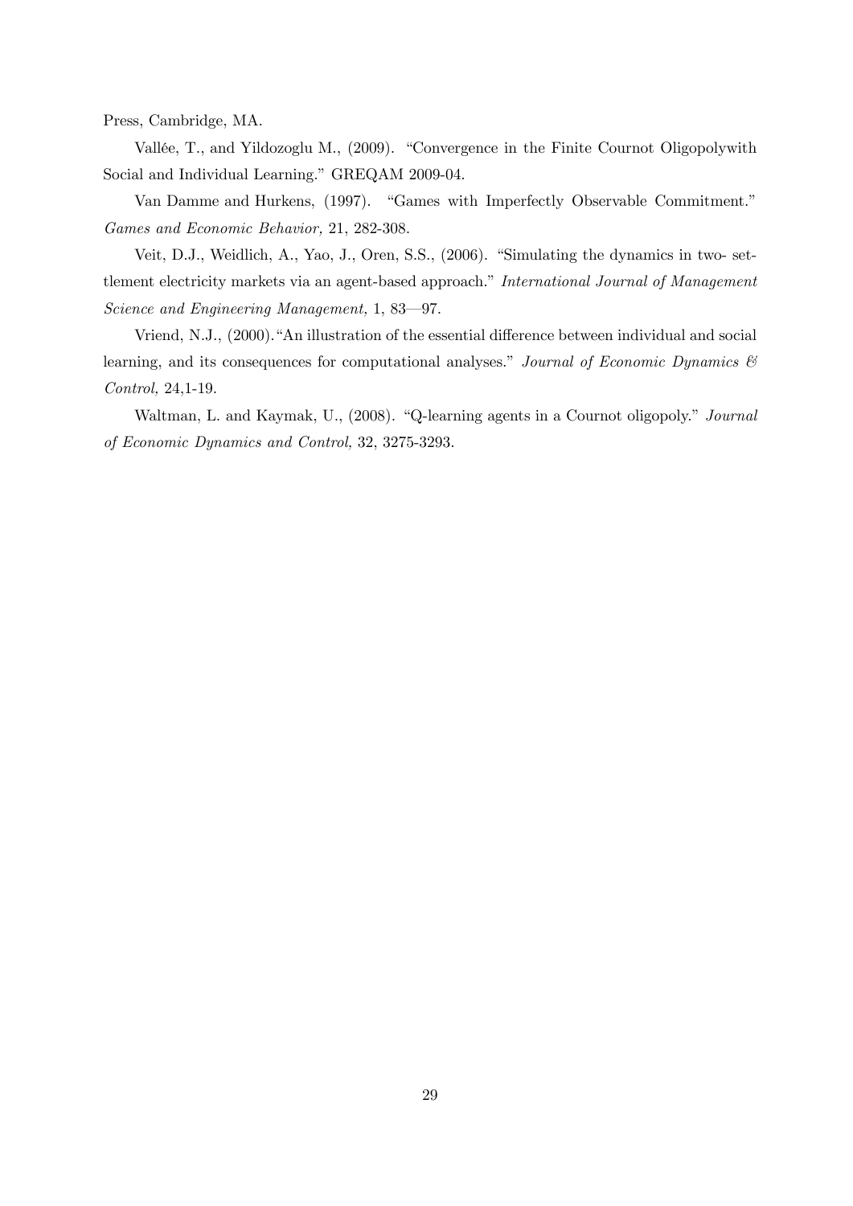Press, Cambridge, MA.

Vallée, T., and Yildozoglu M., (2009). "Convergence in the Finite Cournot Oligopolywith Social and Individual Learning." GREQAM 2009-04.

Van Damme and Hurkens, (1997). "Games with Imperfectly Observable Commitment." *Games and Economic Behavior,* 21, 282-308.

Veit, D.J., Weidlich, A., Yao, J., Oren, S.S., (2006). "Simulating the dynamics in two- settlement electricity markets via an agent-based approach." *International Journal of Management Science and Engineering Management,* 1, 83—97.

Vriend, N.J., (2000)."An illustration of the essential difference between individual and social learning, and its consequences for computational analyses." *Journal of Economic Dynamics & Control,* 24,1-19.

Waltman, L. and Kaymak, U., (2008). "Q-learning agents in a Cournot oligopoly." *Journal of Economic Dynamics and Control,* 32, 3275-3293.